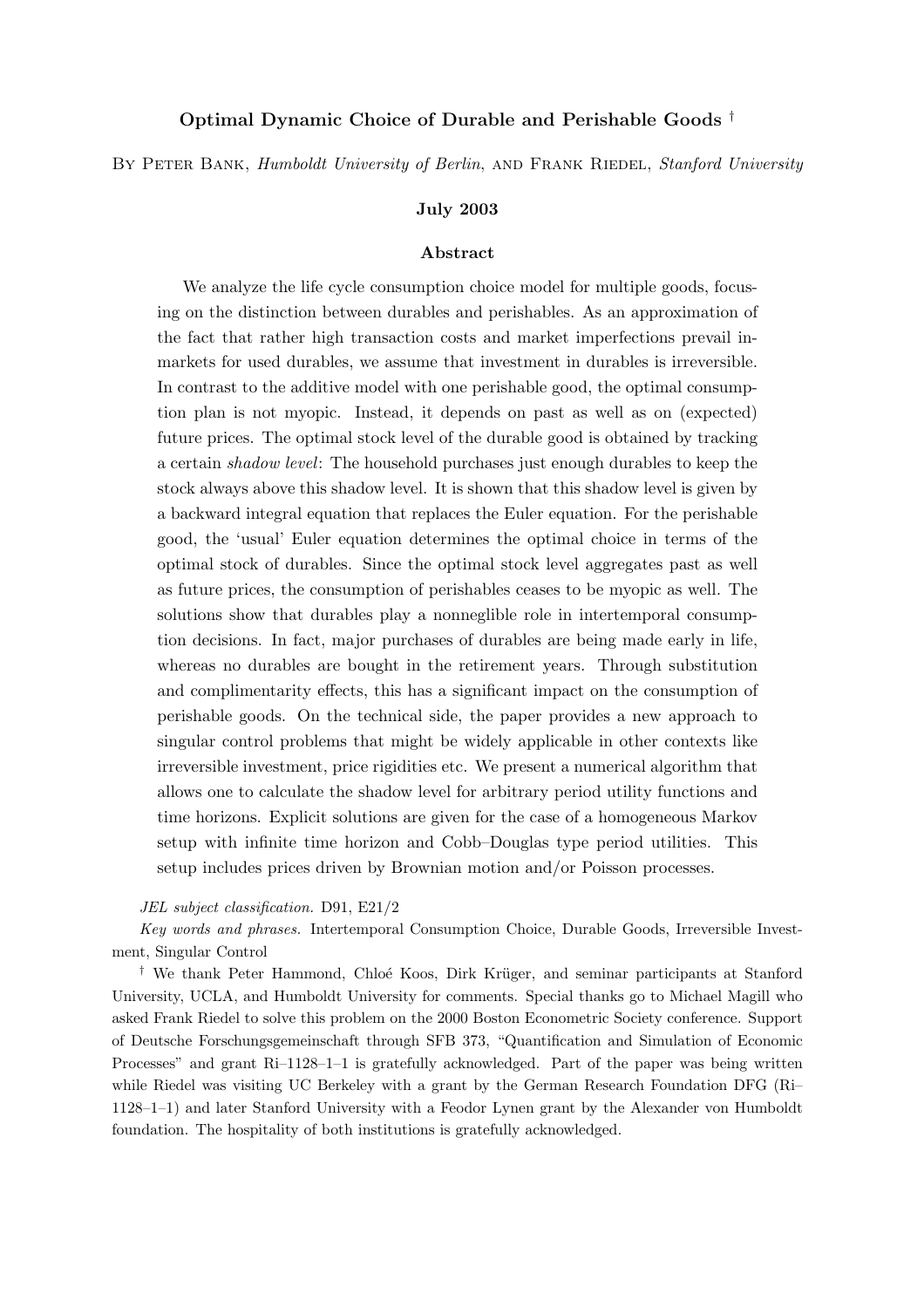# Optimal Dynamic Choice of Durable and Perishable Goods †

By Peter Bank, *Humboldt University of Berlin*, and Frank Riedel, *Stanford University*

**July 2003**

## Abstract

We analyze the life cycle consumption choice model for multiple goods, focusing on the distinction between durables and perishables. As an approximation of the fact that rather high transaction costs and market imperfections prevail in markets for used durables, we assume that investment in durables is irreversible. In contrast to the additive model with one perishable good, the optimal consumption plan is not myopic. Instead, it depends on past as well as on (expected) future prices. The optimal stock level of the durable good is obtained by tracking a certain *shadow level*: The household purchases just enough durables to keep the stock always above this shadow level. It is shown that this shadow level is given by a backward integral equation that replaces the Euler equation. For the perishable good, the 'usual' Euler equation determines the optimal choice in terms of the optimal stock of durables. Since the optimal stock level aggregates past as well as future prices, the consumption of perishables ceases to be myopic as well. The solutions show that durables play a nonneglible role in intertemporal consumption decisions. In fact, major purchases of durables are being made early in life, whereas no durables are bought in the retirement years. Through substitution and complimentarity effects, this has a significant impact on the consumption of perishable goods. On the technical side, the paper provides a new approach to singular control problems that might be widely applicable in other contexts like irreversible investment, price rigidities etc. We present a numerical algorithm that allows one to calculate the shadow level for arbitrary period utility functions and time horizons. Explicit solutions are given for the case of a homogeneous Markov setup with infinite time horizon and Cobb–Douglas type period utilities. This setup includes prices driven by Brownian motion and/or Poisson processes.

*JEL subject classification.* D91, E21/2

*Key words and phrases.* Intertemporal Consumption Choice, Durable Goods, Irreversible Investment, Singular Control

† We thank Peter Hammond, Chloé Koos, Dirk Krüger, and seminar participants at Stanford University, UCLA, and Humboldt University for comments. Special thanks go to Michael Magill who asked Frank Riedel to solve this problem on the 2000 Boston Econometric Society conference. Support of Deutsche Forschungsgemeinschaft through SFB 373, "Quantification and Simulation of Economic Processes" and grant Ri–1128–1–1 is gratefully acknowledged. Part of the paper was being written while Riedel was visiting UC Berkeley with a grant by the German Research Foundation DFG (Ri–1128–1–1) and later Stanford University with a Feodor Lynen grant by the Alexander von Humboldt foundation. The hospitality of both institutions is gratefully acknowledged.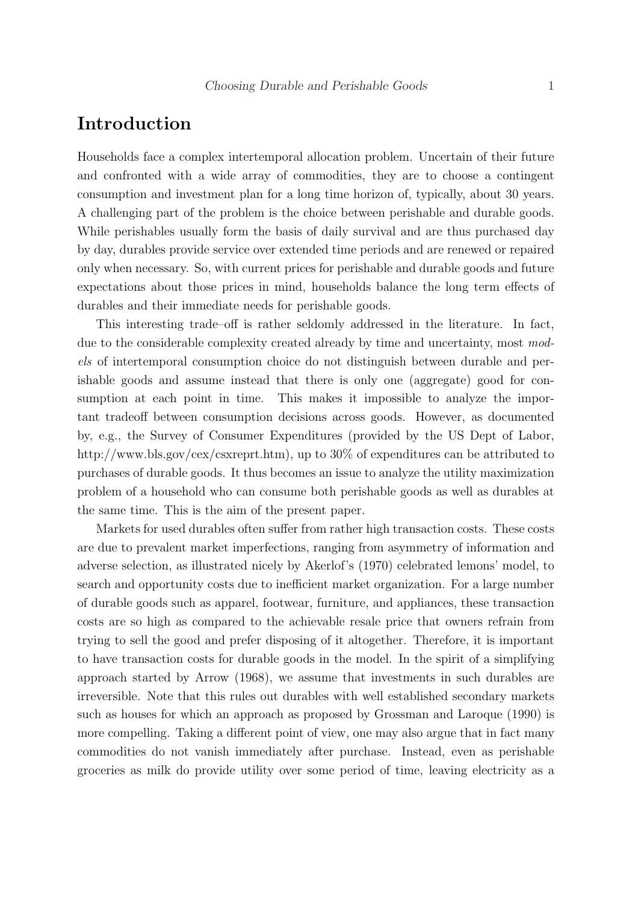# Introduction

Households face a complex intertemporal allocation problem. Uncertain of their future and confronted with a wide array of commodities, they are to choose a contingent consumption and investment plan for a long time horizon of, typically, about 30 years. A challenging part of the problem is the choice between perishable and durable goods. While perishables usually form the basis of daily survival and are thus purchased day by day, durables provide service over extended time periods and are renewed or repaired only when necessary. So, with current prices for perishable and durable goods and future expectations about those prices in mind, households balance the long term effects of durables and their immediate needs for perishable goods.

This interesting trade–off is rather seldomly addressed in the literature. In fact, due to the considerable complexity created already by time and uncertainty, most *models* of intertemporal consumption choice do not distinguish between durable and perishable goods and assume instead that there is only one (aggregate) good for consumption at each point in time. This makes it impossible to analyze the important tradeoff between consumption decisions across goods. However, as documented by, e.g., the Survey of Consumer Expenditures (provided by the US Dept of Labor, http://www.bls.gov/cex/csxreprt.htm), up to 30% of expenditures can be attributed to purchases of durable goods. It thus becomes an issue to analyze the utility maximization problem of a household who can consume both perishable goods as well as durables at the same time. This is the aim of the present paper.

Markets for used durables often suffer from rather high transaction costs. These costs are due to prevalent market imperfections, ranging from asymmetry of information and adverse selection, as illustrated nicely by Akerlof's (1970) celebrated lemons' model, to search and opportunity costs due to inefficient market organization. For a large number of durable goods such as apparel, footwear, furniture, and appliances, these transaction costs are so high as compared to the achievable resale price that owners refrain from trying to sell the good and prefer disposing of it altogether. Therefore, it is important to have transaction costs for durable goods in the model. In the spirit of a simplifying approach started by Arrow (1968), we assume that investments in such durables are irreversible. Note that this rules out durables with well established secondary markets such as houses for which an approach as proposed by Grossman and Laroque (1990) is more compelling. Taking a different point of view, one may also argue that in fact many commodities do not vanish immediately after purchase. Instead, even as perishable groceries as milk do provide utility over some period of time, leaving electricity as a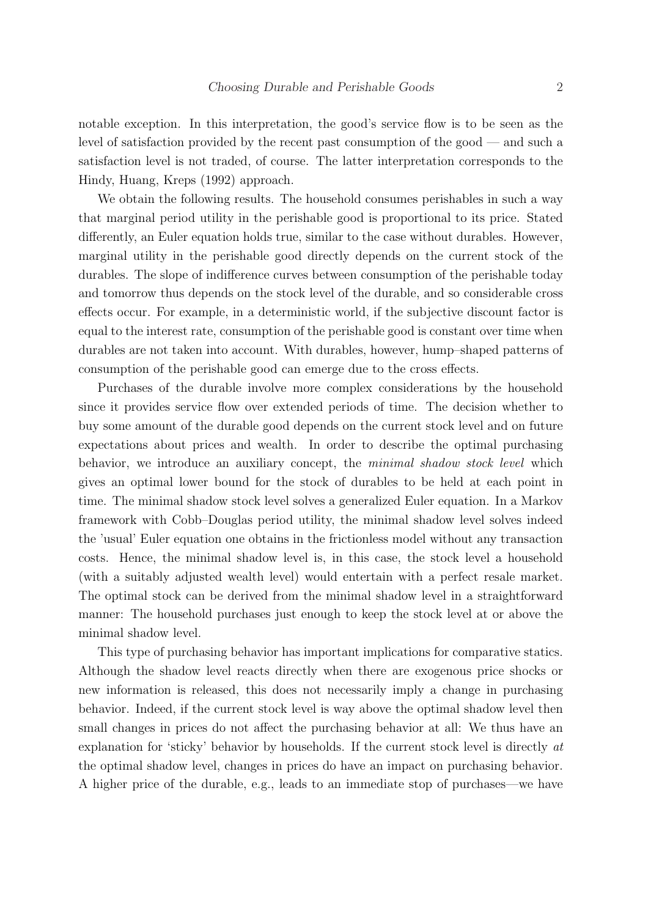notable exception. In this interpretation, the good's service flow is to be seen as the level of satisfaction provided by the recent past consumption of the good — and such a satisfaction level is not traded, of course. The latter interpretation corresponds to the Hindy, Huang, Kreps (1992) approach.

We obtain the following results. The household consumes perishables in such a way that marginal period utility in the perishable good is proportional to its price. Stated differently, an Euler equation holds true, similar to the case without durables. However, marginal utility in the perishable good directly depends on the current stock of the durables. The slope of indifference curves between consumption of the perishable today and tomorrow thus depends on the stock level of the durable, and so considerable cross effects occur. For example, in a deterministic world, if the subjective discount factor is equal to the interest rate, consumption of the perishable good is constant over time when durables are not taken into account. With durables, however, hump–shaped patterns of consumption of the perishable good can emerge due to the cross effects.

Purchases of the durable involve more complex considerations by the household since it provides service flow over extended periods of time. The decision whether to buy some amount of the durable good depends on the current stock level and on future expectations about prices and wealth. In order to describe the optimal purchasing behavior, we introduce an auxiliary concept, the *minimal shadow stock level* which gives an optimal lower bound for the stock of durables to be held at each point in time. The minimal shadow stock level solves a generalized Euler equation. In a Markov framework with Cobb–Douglas period utility, the minimal shadow level solves indeed the 'usual' Euler equation one obtains in the frictionless model without any transaction costs. Hence, the minimal shadow level is, in this case, the stock level a household (with a suitably adjusted wealth level) would entertain with a perfect resale market. The optimal stock can be derived from the minimal shadow level in a straightforward manner: The household purchases just enough to keep the stock level at or above the minimal shadow level.

This type of purchasing behavior has important implications for comparative statics. Although the shadow level reacts directly when there are exogenous price shocks or new information is released, this does not necessarily imply a change in purchasing behavior. Indeed, if the current stock level is way above the optimal shadow level then small changes in prices do not affect the purchasing behavior at all: We thus have an explanation for 'sticky' behavior by households. If the current stock level is directly *at* the optimal shadow level, changes in prices do have an impact on purchasing behavior. A higher price of the durable, e.g., leads to an immediate stop of purchases—we have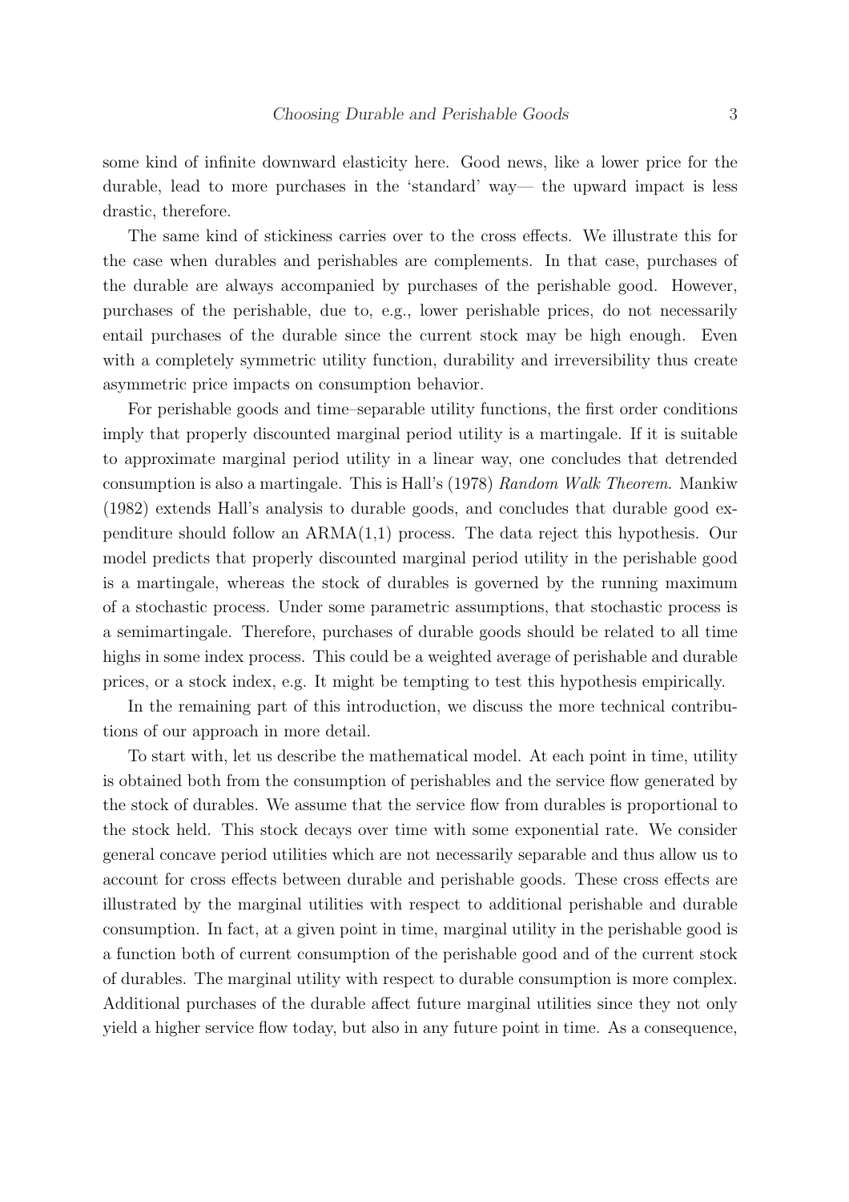some kind of infinite downward elasticity here. Good news, like a lower price for the durable, lead to more purchases in the 'standard' way— the upward impact is less drastic, therefore.

The same kind of stickiness carries over to the cross effects. We illustrate this for the case when durables and perishables are complements. In that case, purchases of the durable are always accompanied by purchases of the perishable good. However, purchases of the perishable, due to, e.g., lower perishable prices, do not necessarily entail purchases of the durable since the current stock may be high enough. Even with a completely symmetric utility function, durability and irreversibility thus create asymmetric price impacts on consumption behavior.

For perishable goods and time–separable utility functions, the first order conditions imply that properly discounted marginal period utility is a martingale. If it is suitable to approximate marginal period utility in a linear way, one concludes that detrended consumption is also a martingale. This is Hall's (1978) *Random Walk Theorem.* Mankiw (1982) extends Hall's analysis to durable goods, and concludes that durable good expenditure should follow an ARMA(1,1) process. The data reject this hypothesis. Our model predicts that properly discounted marginal period utility in the perishable good is a martingale, whereas the stock of durables is governed by the running maximum of a stochastic process. Under some parametric assumptions, that stochastic process is a semimartingale. Therefore, purchases of durable goods should be related to all time highs in some index process. This could be a weighted average of perishable and durable prices, or a stock index, e.g. It might be tempting to test this hypothesis empirically.

In the remaining part of this introduction, we discuss the more technical contributions of our approach in more detail.

To start with, let us describe the mathematical model. At each point in time, utility is obtained both from the consumption of perishables and the service flow generated by the stock of durables. We assume that the service flow from durables is proportional to the stock held. This stock decays over time with some exponential rate. We consider general concave period utilities which are not necessarily separable and thus allow us to account for cross effects between durable and perishable goods. These cross effects are illustrated by the marginal utilities with respect to additional perishable and durable consumption. In fact, at a given point in time, marginal utility in the perishable good is a function both of current consumption of the perishable good and of the current stock of durables. The marginal utility with respect to durable consumption is more complex. Additional purchases of the durable affect future marginal utilities since they not only yield a higher service flow today, but also in any future point in time. As a consequence,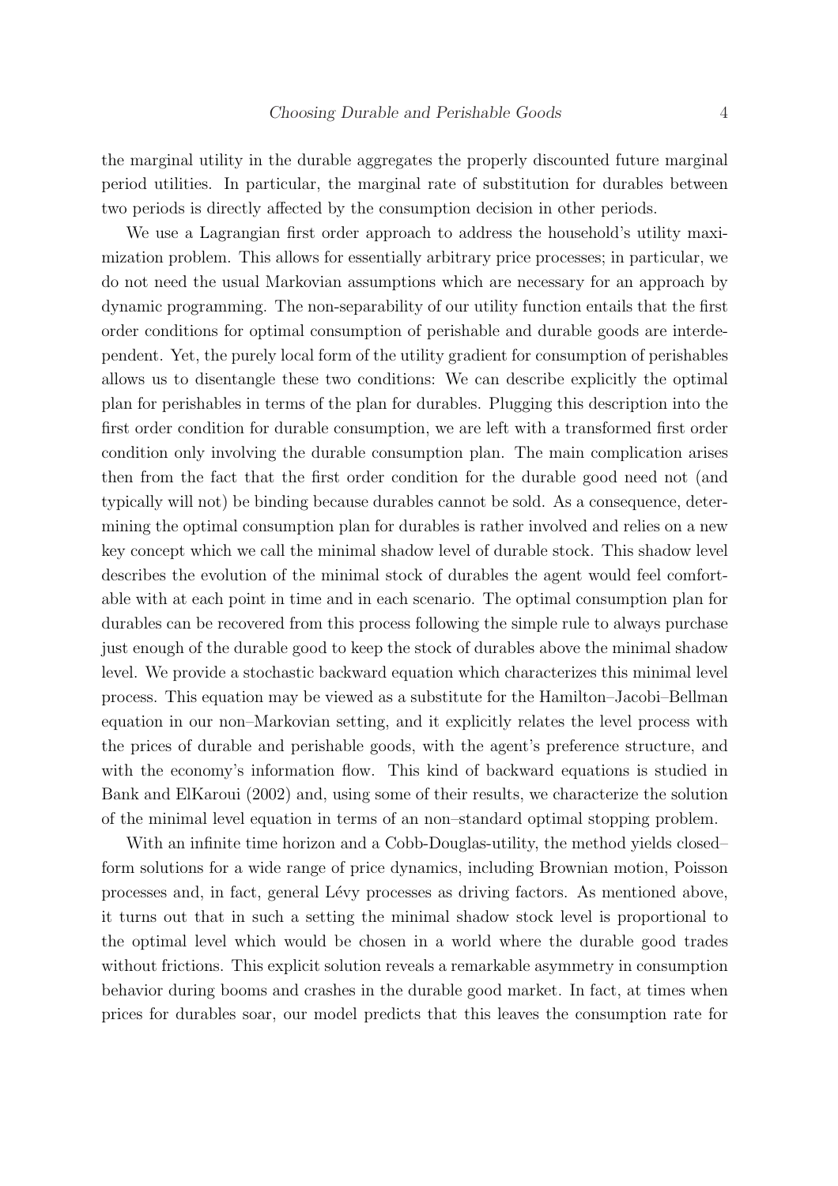the marginal utility in the durable aggregates the properly discounted future marginal period utilities. In particular, the marginal rate of substitution for durables between two periods is directly affected by the consumption decision in other periods.

We use a Lagrangian first order approach to address the household's utility maximization problem. This allows for essentially arbitrary price processes; in particular, we do not need the usual Markovian assumptions which are necessary for an approach by dynamic programming. The non-separability of our utility function entails that the first order conditions for optimal consumption of perishable and durable goods are interdependent. Yet, the purely local form of the utility gradient for consumption of perishables allows us to disentangle these two conditions: We can describe explicitly the optimal plan for perishables in terms of the plan for durables. Plugging this description into the first order condition for durable consumption, we are left with a transformed first order condition only involving the durable consumption plan. The main complication arises then from the fact that the first order condition for the durable good need not (and typically will not) be binding because durables cannot be sold. As a consequence, determining the optimal consumption plan for durables is rather involved and relies on a new key concept which we call the minimal shadow level of durable stock. This shadow level describes the evolution of the minimal stock of durables the agent would feel comfortable with at each point in time and in each scenario. The optimal consumption plan for durables can be recovered from this process following the simple rule to always purchase just enough of the durable good to keep the stock of durables above the minimal shadow level. We provide a stochastic backward equation which characterizes this minimal level process. This equation may be viewed as a substitute for the Hamilton–Jacobi–Bellman equation in our non–Markovian setting, and it explicitly relates the level process with the prices of durable and perishable goods, with the agent's preference structure, and with the economy's information flow. This kind of backward equations is studied in Bank and ElKaroui (2002) and, using some of their results, we characterize the solution of the minimal level equation in terms of an non–standard optimal stopping problem.

With an infinite time horizon and a Cobb-Douglas-utility, the method yields closed–form solutions for a wide range of price dynamics, including Brownian motion, Poisson processes and, in fact, general Lévy processes as driving factors. As mentioned above, it turns out that in such a setting the minimal shadow stock level is proportional to the optimal level which would be chosen in a world where the durable good trades without frictions. This explicit solution reveals a remarkable asymmetry in consumption behavior during booms and crashes in the durable good market. In fact, at times when prices for durables soar, our model predicts that this leaves the consumption rate for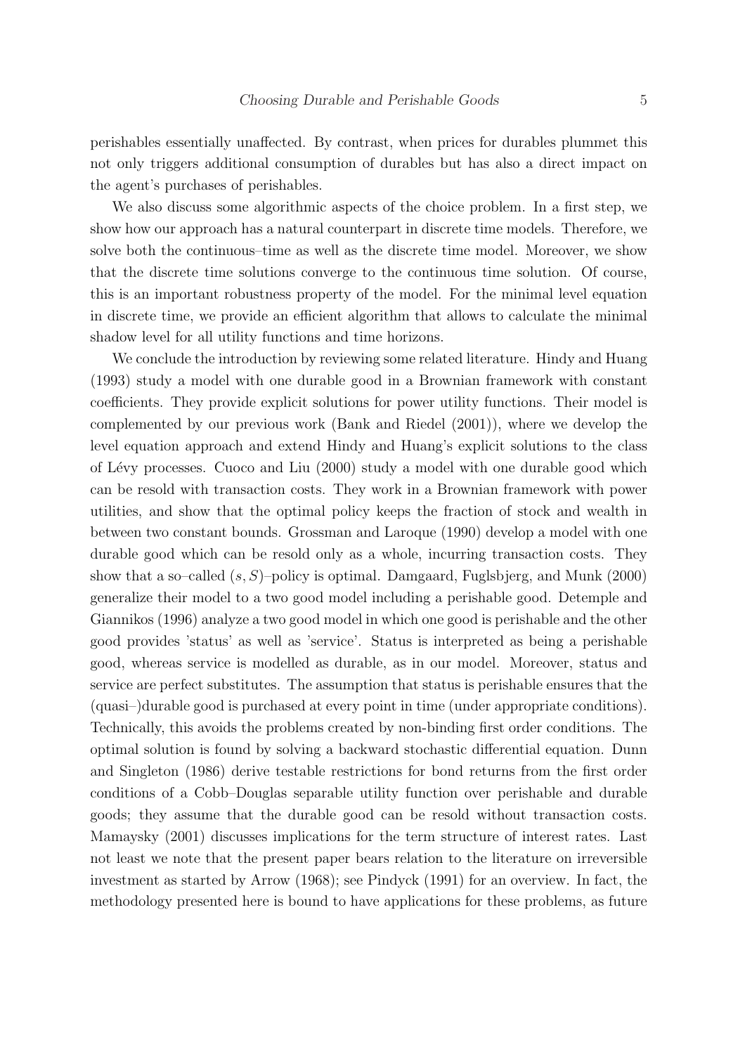perishables essentially unaffected. By contrast, when prices for durables plummet this not only triggers additional consumption of durables but has also a direct impact on the agent's purchases of perishables.

We also discuss some algorithmic aspects of the choice problem. In a first step, we show how our approach has a natural counterpart in discrete time models. Therefore, we solve both the continuous–time as well as the discrete time model. Moreover, we show that the discrete time solutions converge to the continuous time solution. Of course, this is an important robustness property of the model. For the minimal level equation in discrete time, we provide an efficient algorithm that allows to calculate the minimal shadow level for all utility functions and time horizons.

We conclude the introduction by reviewing some related literature. Hindy and Huang (1993) study a model with one durable good in a Brownian framework with constant coefficients. They provide explicit solutions for power utility functions. Their model is complemented by our previous work (Bank and Riedel (2001)), where we develop the level equation approach and extend Hindy and Huang's explicit solutions to the class of Lévy processes. Cuoco and Liu (2000) study a model with one durable good which can be resold with transaction costs. They work in a Brownian framework with power utilities, and show that the optimal policy keeps the fraction of stock and wealth in between two constant bounds. Grossman and Laroque (1990) develop a model with one durable good which can be resold only as a whole, incurring transaction costs. They show that a so–called $(s, S)$–policy is optimal. Damgaard, Fuglsbjerg, and Munk (2000) generalize their model to a two good model including a perishable good. Detemple and Giannikos (1996) analyze a two good model in which one good is perishable and the other good provides 'status' as well as 'service'. Status is interpreted as being a perishable good, whereas service is modelled as durable, as in our model. Moreover, status and service are perfect substitutes. The assumption that status is perishable ensures that the (quasi–)durable good is purchased at every point in time (under appropriate conditions). Technically, this avoids the problems created by non-binding first order conditions. The optimal solution is found by solving a backward stochastic differential equation. Dunn and Singleton (1986) derive testable restrictions for bond returns from the first order conditions of a Cobb–Douglas separable utility function over perishable and durable goods; they assume that the durable good can be resold without transaction costs. Mamaysky (2001) discusses implications for the term structure of interest rates. Last not least we note that the present paper bears relation to the literature on irreversible investment as started by Arrow (1968); see Pindyck (1991) for an overview. In fact, the methodology presented here is bound to have applications for these problems, as future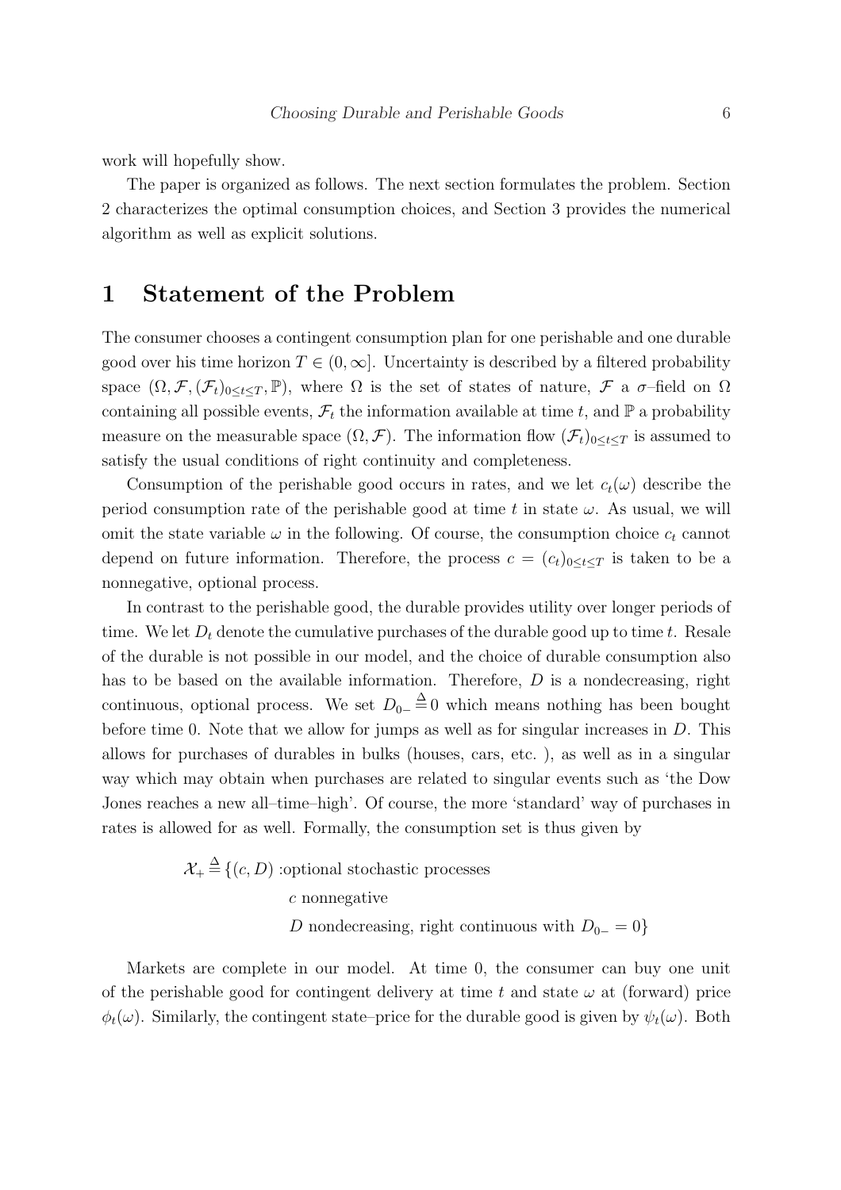work will hopefully show.

The paper is organized as follows. The next section formulates the problem. Section 2 characterizes the optimal consumption choices, and Section 3 provides the numerical algorithm as well as explicit solutions.

# 1 Statement of the Problem

The consumer chooses a contingent consumption plan for one perishable and one durable good over his time horizon $T \in (0, \infty]$. Uncertainty is described by a filtered probability space $(\Omega, \mathcal{F}, (\mathcal{F}_t)_{0 \le t \le T}, \mathbb{P})$, where $\Omega$ is the set of states of nature, $\mathcal{F}$ a $\sigma$–field on $\Omega$ containing all possible events, $\mathcal{F}_t$ the information available at time $t$, and $\mathbb{P}$ a probability measure on the measurable space $(\Omega, \mathcal{F})$. The information flow $(\mathcal{F}_t)_{0 \le t \le T}$ is assumed to satisfy the usual conditions of right continuity and completeness.

Consumption of the perishable good occurs in rates, and we let $c_t(\omega)$ describe the period consumption rate of the perishable good at time $t$ in state $\omega$. As usual, we will omit the state variable $\omega$ in the following. Of course, the consumption choice $c_t$ cannot depend on future information. Therefore, the process $c = (c_t)_{0 \le t \le T}$ is taken to be a nonnegative, optional process.

In contrast to the perishable good, the durable provides utility over longer periods of time. We let $D_t$ denote the cumulative purchases of the durable good up to time $t$. Resale of the durable is not possible in our model, and the choice of durable consumption also has to be based on the available information. Therefore, $D$ is a nondecreasing, right continuous, optional process. We set $D_{0-} \overset{\Delta}{=} 0$ which means nothing has been bought before time 0. Note that we allow for jumps as well as for singular increases in $D$. This allows for purchases of durables in bulks (houses, cars, etc. ), as well as in a singular way which may obtain when purchases are related to singular events such as 'the Dow Jones reaches a new all–time–high'. Of course, the more 'standard' way of purchases in rates is allowed for as well. Formally, the consumption set is thus given by

$$
\begin{aligned}
\mathcal{X}_+ \overset{\Delta}{=} \{(c, D) :& \text{optional stochastic processes} \\
& c \text{ nonnegative} \\
& D \text{ nondecreasing, right continuous with } D_{0-} = 0\}
\end{aligned}
$$

Markets are complete in our model. At time 0, the consumer can buy one unit of the perishable good for contingent delivery at time $t$ and state $\omega$ at (forward) price $\phi_t(\omega)$. Similarly, the contingent state–price for the durable good is given by $\psi_t(\omega)$. Both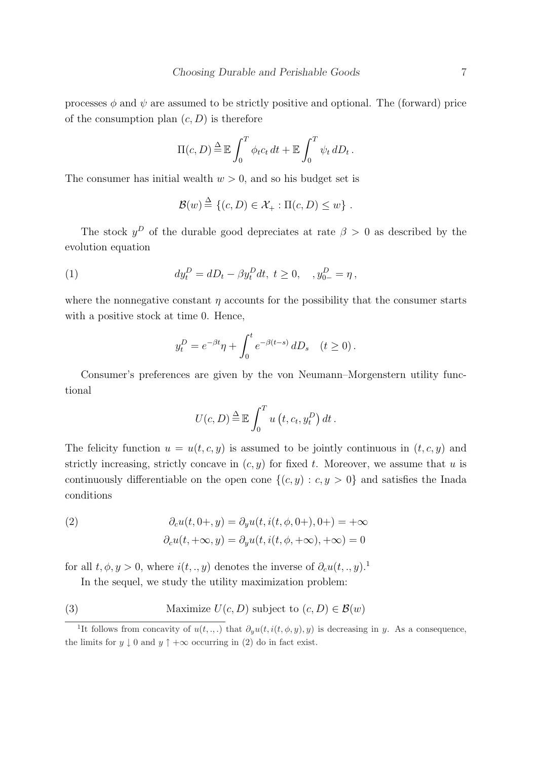processes $\phi$ and $\psi$ are assumed to be strictly positive and optional. The (forward) price of the consumption plan $(c, D)$ is therefore

$$\Pi(c, D) \triangleq \mathbb{E} \int_0^T \phi_t c_t \, dt + \mathbb{E} \int_0^T \psi_t \, dD_t \, .$$

The consumer has initial wealth $w > 0$, and so his budget set is

$$\mathcal{B}(w) \triangleq \{(c, D) \in \mathcal{X}_+ : \Pi(c, D) \leq w\} \, .$$

The stock $y^D$ of the durable good depreciates at rate $\beta > 0$ as described by the evolution equation

$$dy_t^D = dD_t - \beta y_t^D dt, \; t \geq 0, \quad , y_{0-}^D = \eta \, , \tag{1}$$

where the nonnegative constant $\eta$ accounts for the possibility that the consumer starts with a positive stock at time 0. Hence,

$$y_t^D = e^{-\beta t}\eta + \int_0^t e^{-\beta(t-s)} \, dD_s \quad (t \geq 0) \, .$$

Consumer's preferences are given by the von Neumann–Morgenstern utility functional

$$U(c, D) \triangleq \mathbb{E} \int_0^T u\left(t, c_t, y_t^D\right) dt \, .$$

The felicity function $u = u(t, c, y)$ is assumed to be jointly continuous in $(t, c, y)$ and strictly increasing, strictly concave in $(c, y)$ for fixed $t$. Moreover, we assume that $u$ is continuously differentiable on the open cone $\{(c, y) : c, y > 0\}$ and satisfies the Inada conditions

$$\begin{aligned} \partial_c u(t, 0+, y) &= \partial_y u(t, i(t, \phi, 0+), 0+) = +\infty \\ \partial_c u(t, +\infty, y) &= \partial_y u(t, i(t, \phi, +\infty), +\infty) = 0 \end{aligned} \tag{2}$$

for all $t, \phi, y > 0$, where $i(t, ., y)$ denotes the inverse of $\partial_c u(t, ., y)$.[1]

In the sequel, we study the utility maximization problem:

$$\text{Maximize } U(c, D) \text{ subject to } (c, D) \in \mathcal{B}(w) \tag{3}$$

[1] It follows from concavity of $u(t, ., .)$ that $\partial_y u(t, i(t, \phi, y), y)$ is decreasing in $y$. As a consequence, the limits for $y \downarrow 0$ and $y \uparrow +\infty$ occurring in (2) do in fact exist.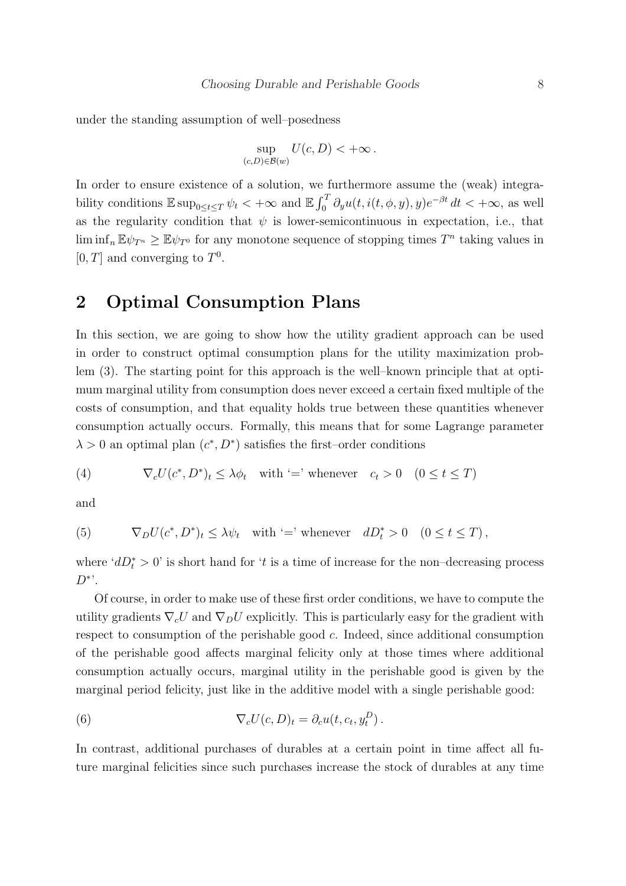under the standing assumption of well–posedness

$$\sup_{(c,D)\in\mathcal{B}(w)} U(c,D) < +\infty \,.$$

In order to ensure existence of a solution, we furthermore assume the (weak) integrability conditions $\mathbb{E}\sup_{0\le t\le T}\psi_t < +\infty$ and $\mathbb{E}\int_0^T \partial_y u(t, i(t,\phi,y), y)e^{-\beta t}\,dt < +\infty$, as well as the regularity condition that $\psi$ is lower-semicontinuous in expectation, i.e., that $\liminf_n \mathbb{E}\psi_{T^n} \ge \mathbb{E}\psi_{T^0}$ for any monotone sequence of stopping times $T^n$ taking values in $[0,T]$ and converging to $T^0$.

## 2 Optimal Consumption Plans

In this section, we are going to show how the utility gradient approach can be used in order to construct optimal consumption plans for the utility maximization problem (3). The starting point for this approach is the well–known principle that at optimum marginal utility from consumption does never exceed a certain fixed multiple of the costs of consumption, and that equality holds true between these quantities whenever consumption actually occurs. Formally, this means that for some Lagrange parameter $\lambda > 0$ an optimal plan $(c^*, D^*)$ satisfies the first–order conditions

$$\nabla_c U(c^*, D^*)_t \le \lambda\phi_t \quad \text{with '=' whenever} \quad c_t > 0 \quad (0 \le t \le T) \tag{4}$$

and

$$\nabla_D U(c^*, D^*)_t \le \lambda\psi_t \quad \text{with '=' whenever} \quad dD^*_t > 0 \quad (0 \le t \le T)\,, \tag{5}$$

where '$dD^*_t > 0$' is short hand for '$t$ is a time of increase for the non–decreasing process $D^*$'.

Of course, in order to make use of these first order conditions, we have to compute the utility gradients $\nabla_c U$ and $\nabla_D U$ explicitly. This is particularly easy for the gradient with respect to consumption of the perishable good $c$. Indeed, since additional consumption of the perishable good affects marginal felicity only at those times where additional consumption actually occurs, marginal utility in the perishable good is given by the marginal period felicity, just like in the additive model with a single perishable good:

$$\nabla_c U(c,D)_t = \partial_c u(t, c_t, y^D_t)\,. \tag{6}$$

In contrast, additional purchases of durables at a certain point in time affect all future marginal felicities since such purchases increase the stock of durables at any time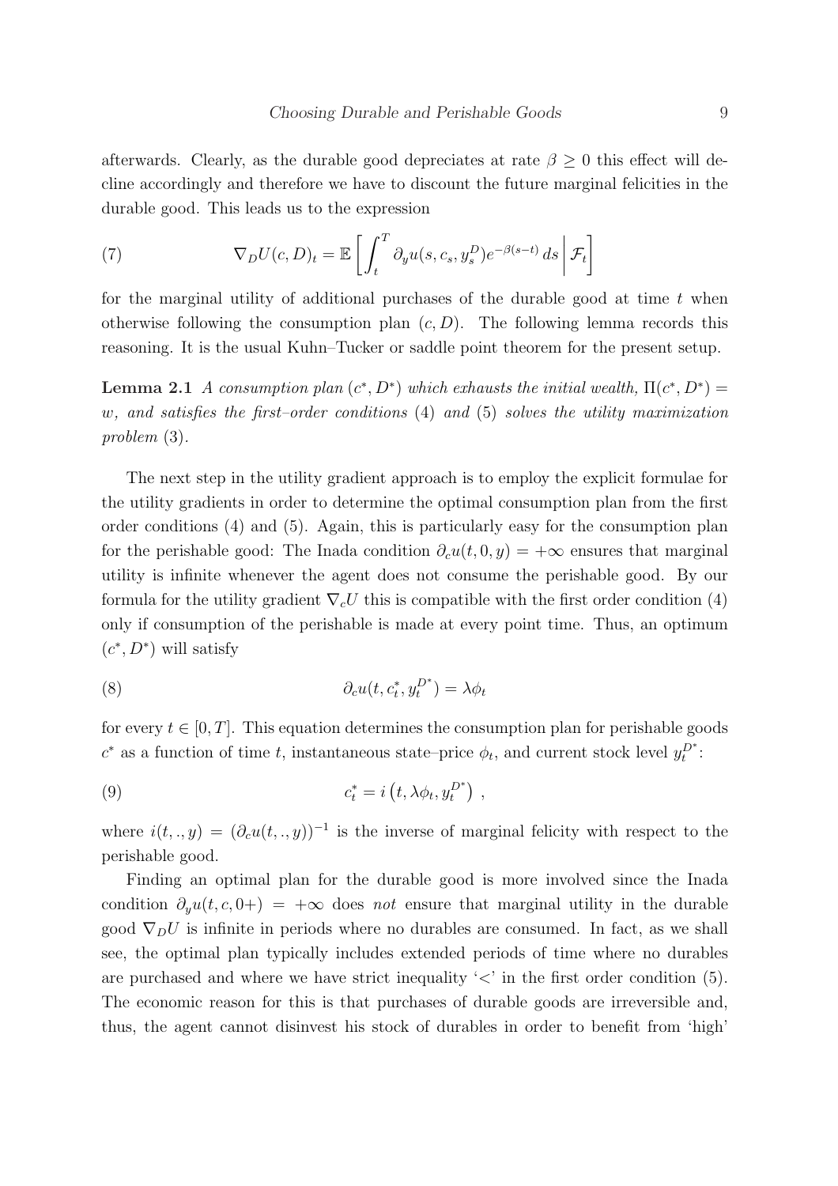afterwards. Clearly, as the durable good depreciates at rate $\beta \geq 0$ this effect will decline accordingly and therefore we have to discount the future marginal felicities in the durable good. This leads us to the expression

$$\nabla_D U(c, D)_t = \mathbb{E}\left[ \int_t^T \partial_y u(s, c_s, y_s^D) e^{-\beta(s-t)}\, ds \,\middle|\, \mathcal{F}_t \right] \tag{7}$$

for the marginal utility of additional purchases of the durable good at time $t$ when otherwise following the consumption plan $(c, D)$. The following lemma records this reasoning. It is the usual Kuhn–Tucker or saddle point theorem for the present setup.

**Lemma 2.1** *A consumption plan $(c^*, D^*)$ which exhausts the initial wealth, $\Pi(c^*, D^*) = w$, and satisfies the first–order conditions* (4) *and* (5) *solves the utility maximization problem* (3).

The next step in the utility gradient approach is to employ the explicit formulae for the utility gradients in order to determine the optimal consumption plan from the first order conditions (4) and (5). Again, this is particularly easy for the consumption plan for the perishable good: The Inada condition $\partial_c u(t, 0, y) = +\infty$ ensures that marginal utility is infinite whenever the agent does not consume the perishable good. By our formula for the utility gradient $\nabla_c U$ this is compatible with the first order condition (4) only if consumption of the perishable is made at every point time. Thus, an optimum $(c^*, D^*)$ will satisfy

$$\partial_c u(t, c_t^*, y_t^{D^*}) = \lambda \phi_t \tag{8}$$

for every $t \in [0, T]$. This equation determines the consumption plan for perishable goods $c^*$ as a function of time $t$, instantaneous state–price $\phi_t$, and current stock level $y_t^{D^*}$:

$$c_t^* = i\left(t, \lambda\phi_t, y_t^{D^*}\right) , \tag{9}$$

where $i(t, ., y) = (\partial_c u(t, ., y))^{-1}$ is the inverse of marginal felicity with respect to the perishable good.

Finding an optimal plan for the durable good is more involved since the Inada condition $\partial_y u(t, c, 0+) = +\infty$ does *not* ensure that marginal utility in the durable good $\nabla_D U$ is infinite in periods where no durables are consumed. In fact, as we shall see, the optimal plan typically includes extended periods of time where no durables are purchased and where we have strict inequality '<' in the first order condition (5). The economic reason for this is that purchases of durable goods are irreversible and, thus, the agent cannot disinvest his stock of durables in order to benefit from 'high'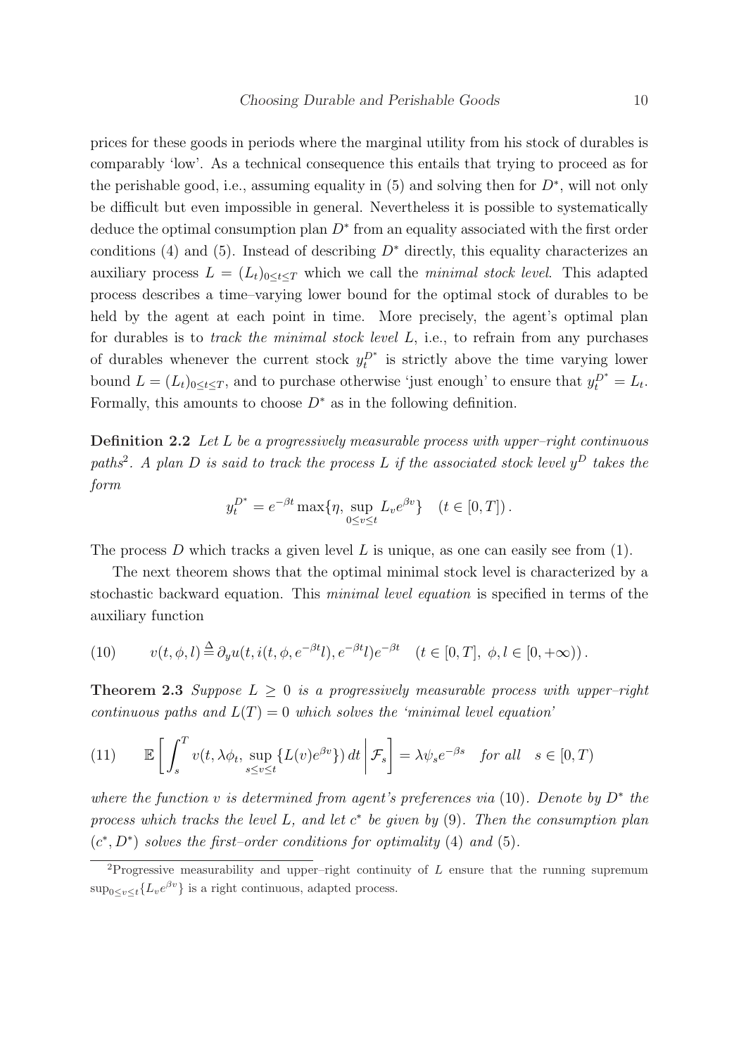prices for these goods in periods where the marginal utility from his stock of durables is comparably 'low'. As a technical consequence this entails that trying to proceed as for the perishable good, i.e., assuming equality in (5) and solving then for $D^*$, will not only be difficult but even impossible in general. Nevertheless it is possible to systematically deduce the optimal consumption plan $D^*$ from an equality associated with the first order conditions (4) and (5). Instead of describing $D^*$ directly, this equality characterizes an auxiliary process $L = (L_t)_{0 \leq t \leq T}$ which we call the *minimal stock level*. This adapted process describes a time–varying lower bound for the optimal stock of durables to be held by the agent at each point in time. More precisely, the agent's optimal plan for durables is to *track the minimal stock level* $L$, i.e., to refrain from any purchases of durables whenever the current stock $y_t^{D^*}$ is strictly above the time varying lower bound $L = (L_t)_{0 \leq t \leq T}$, and to purchase otherwise 'just enough' to ensure that $y_t^{D^*} = L_t$. Formally, this amounts to choose $D^*$ as in the following definition.

**Definition 2.2** *Let $L$ be a progressively measurable process with upper–right continuous paths*[2]*. A plan $D$ is said to track the process $L$ if the associated stock level $y^D$ takes the form*

$$y_t^{D^*} = e^{-\beta t} \max\{\eta, \sup_{0 \leq v \leq t} L_v e^{\beta v}\} \quad (t \in [0, T]) .$$

The process $D$ which tracks a given level $L$ is unique, as one can easily see from (1).

The next theorem shows that the optimal minimal stock level is characterized by a stochastic backward equation. This *minimal level equation* is specified in terms of the auxiliary function

$$(10) \qquad v(t, \phi, l) \stackrel{\Delta}{=} \partial_y u(t, i(t, \phi, e^{-\beta t} l), e^{-\beta t} l) e^{-\beta t} \quad (t \in [0, T],\ \phi, l \in [0, +\infty)) .$$

**Theorem 2.3** *Suppose $L \geq 0$ is a progressively measurable process with upper–right continuous paths and $L(T) = 0$ which solves the 'minimal level equation'*

$$(11) \qquad \mathbb{E}\left[ \int_s^T v(t, \lambda\phi_t, \sup_{s \leq v \leq t} \{L(v) e^{\beta v}\}) \, dt \,\middle|\, \mathcal{F}_s \right] = \lambda \psi_s e^{-\beta s} \quad \textit{for all} \quad s \in [0, T)$$

*where the function $v$ is determined from agent's preferences via* (10)*. Denote by $D^*$ the process which tracks the level $L$, and let $c^*$ be given by* (9)*. Then the consumption plan $(c^*, D^*)$ solves the first–order conditions for optimality* (4) *and* (5)*.*

---

[2] Progressive measurability and upper–right continuity of $L$ ensure that the running supremum $\sup_{0 \leq v \leq t}\{L_v e^{\beta v}\}$ is a right continuous, adapted process.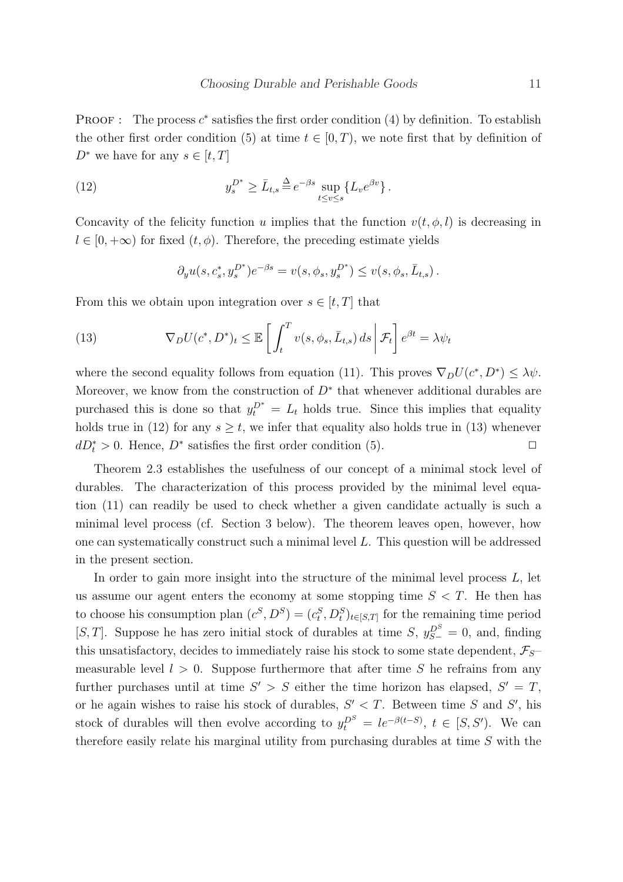PROOF : The process $c^*$ satisfies the first order condition (4) by definition. To establish the other first order condition (5) at time $t \in [0, T)$, we note first that by definition of $D^*$ we have for any $s \in [t, T]$

$$y_s^{D^*} \geq \bar{L}_{t,s} \triangleq e^{-\beta s} \sup_{t \leq v \leq s} \{L_v e^{\beta v}\}. \tag{12}$$

Concavity of the felicity function $u$ implies that the function $v(t, \phi, l)$ is decreasing in $l \in [0, +\infty)$ for fixed $(t, \phi)$. Therefore, the preceding estimate yields

$$\partial_y u(s, c_s^*, y_s^{D^*}) e^{-\beta s} = v(s, \phi_s, y_s^{D^*}) \leq v(s, \phi_s, \bar{L}_{t,s}).$$

From this we obtain upon integration over $s \in [t, T]$ that

$$\nabla_D U(c^*, D^*)_t \leq \mathbb{E}\left[\int_t^T v(s, \phi_s, \bar{L}_{t,s})\, ds \,\middle|\, \mathcal{F}_t\right] e^{\beta t} = \lambda \psi_t \tag{13}$$

where the second equality follows from equation (11). This proves $\nabla_D U(c^*, D^*) \leq \lambda \psi$. Moreover, we know from the construction of $D^*$ that whenever additional durables are purchased this is done so that $y_t^{D^*} = L_t$ holds true. Since this implies that equality holds true in (12) for any $s \geq t$, we infer that equality also holds true in (13) whenever $dD_t^* > 0$. Hence, $D^*$ satisfies the first order condition (5). $\square$

Theorem 2.3 establishes the usefulness of our concept of a minimal stock level of durables. The characterization of this process provided by the minimal level equation (11) can readily be used to check whether a given candidate actually is such a minimal level process (cf. Section 3 below). The theorem leaves open, however, how one can systematically construct such a minimal level $L$. This question will be addressed in the present section.

In order to gain more insight into the structure of the minimal level process $L$, let us assume our agent enters the economy at some stopping time $S < T$. He then has to choose his consumption plan $(c^S, D^S) = (c_t^S, D_t^S)_{t \in [S,T]}$ for the remaining time period $[S, T]$. Suppose he has zero initial stock of durables at time $S$, $y_{S-}^{D^S} = 0$, and, finding this unsatisfactory, decides to immediately raise his stock to some state dependent, $\mathcal{F}_S$–measurable level $l > 0$. Suppose furthermore that after time $S$ he refrains from any further purchases until at time $S' > S$ either the time horizon has elapsed, $S' = T$, or he again wishes to raise his stock of durables, $S' < T$. Between time $S$ and $S'$, his stock of durables will then evolve according to $y_t^{D^S} = l e^{-\beta(t-S)}$, $t \in [S, S')$. We can therefore easily relate his marginal utility from purchasing durables at time $S$ with the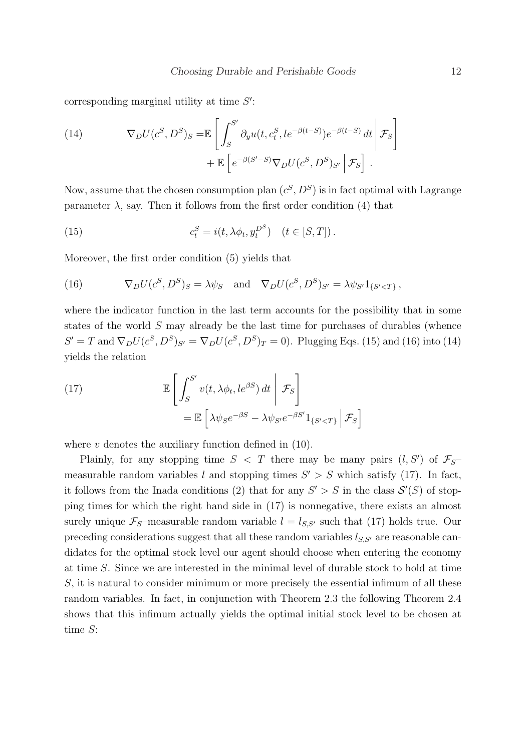corresponding marginal utility at time $S'$:

$$
\begin{aligned}
(14) \qquad \nabla_D U(c^S, D^S)_S =& \mathbb{E}\left[ \int_S^{S'} \partial_y u(t, c_t^S, l e^{-\beta(t-S)}) e^{-\beta(t-S)}\, dt \,\middle|\, \mathcal{F}_S \right] \\
&+ \mathbb{E}\left[ e^{-\beta(S'-S)} \nabla_D U(c^S, D^S)_{S'} \,\middle|\, \mathcal{F}_S \right] .
\end{aligned}
$$

Now, assume that the chosen consumption plan $(c^S, D^S)$ is in fact optimal with Lagrange parameter $\lambda$, say. Then it follows from the first order condition (4) that

$$
(15) \qquad c_t^S = i(t, \lambda\phi_t, y_t^{D^S}) \quad (t \in [S,T]) .
$$

Moreover, the first order condition (5) yields that

$$
(16) \qquad \nabla_D U(c^S, D^S)_S = \lambda\psi_S \quad \text{and} \quad \nabla_D U(c^S, D^S)_{S'} = \lambda\psi_{S'} 1_{\{S'<T\}} ,
$$

where the indicator function in the last term accounts for the possibility that in some states of the world $S$ may already be the last time for purchases of durables (whence $S' = T$ and $\nabla_D U(c^S, D^S)_{S'} = \nabla_D U(c^S, D^S)_T = 0$). Plugging Eqs. (15) and (16) into (14) yields the relation

$$
\begin{aligned}
(17) \qquad & \mathbb{E}\left[ \int_S^{S'} v(t, \lambda\phi_t, l e^{\beta S})\, dt \,\middle|\, \mathcal{F}_S \right] \\
&= \mathbb{E}\left[ \lambda\psi_S e^{-\beta S} - \lambda\psi_{S'} e^{-\beta S'} 1_{\{S'<T\}} \,\middle|\, \mathcal{F}_S \right]
\end{aligned}
$$

where $v$ denotes the auxiliary function defined in (10).

Plainly, for any stopping time $S < T$ there may be many pairs $(l, S')$ of $\mathcal{F}_S$–measurable random variables $l$ and stopping times $S' > S$ which satisfy (17). In fact, it follows from the Inada conditions (2) that for any $S' > S$ in the class $\mathcal{S}'(S)$ of stopping times for which the right hand side in (17) is nonnegative, there exists an almost surely unique $\mathcal{F}_S$–measurable random variable $l = l_{S,S'}$ such that (17) holds true. Our preceding considerations suggest that all these random variables $l_{S,S'}$ are reasonable candidates for the optimal stock level our agent should choose when entering the economy at time $S$. Since we are interested in the minimal level of durable stock to hold at time $S$, it is natural to consider minimum or more precisely the essential infimum of all these random variables. In fact, in conjunction with Theorem 2.3 the following Theorem 2.4 shows that this infimum actually yields the optimal initial stock level to be chosen at time $S$: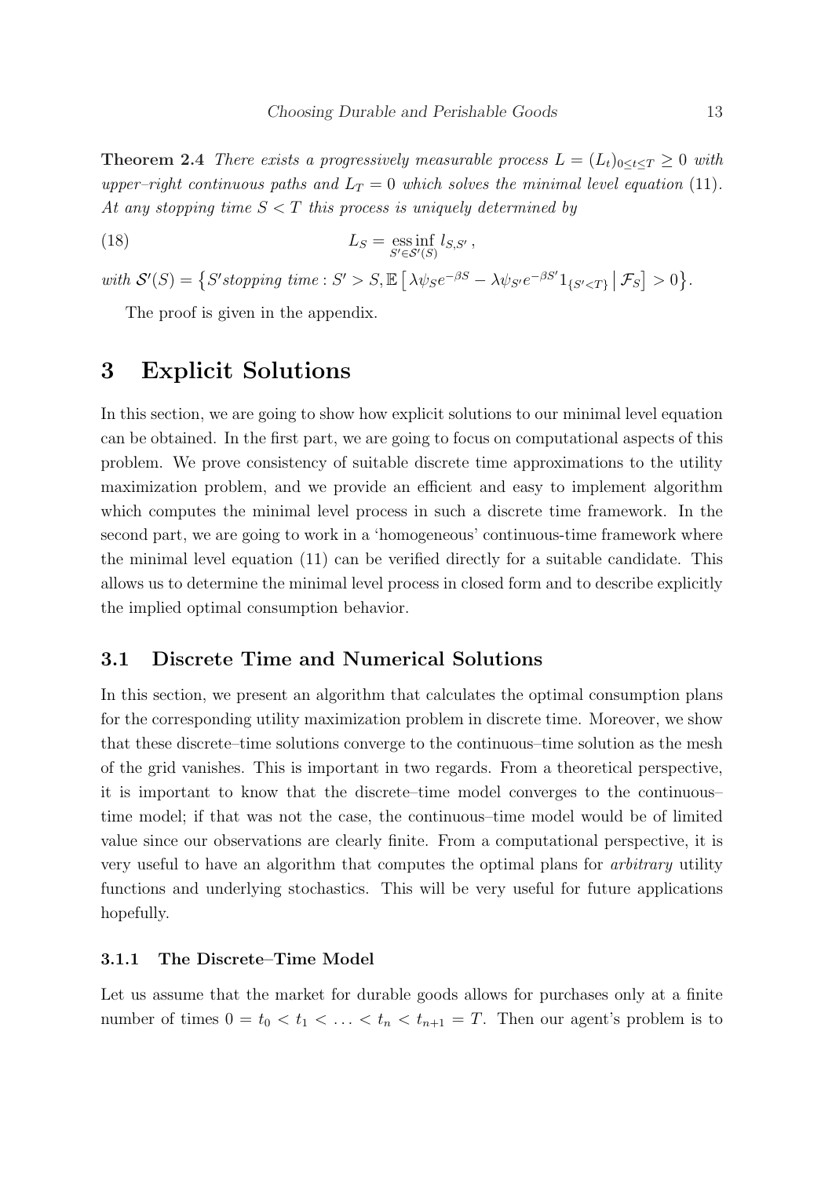**Theorem 2.4** *There exists a progressively measurable process $L = (L_t)_{0 \le t \le T} \ge 0$ with upper–right continuous paths and $L_T = 0$ which solves the minimal level equation* (11)*. At any stopping time $S < T$ this process is uniquely determined by*

$$L_S = \operatorname*{ess\,inf}_{S' \in \mathcal{S}'(S)} l_{S,S'} \,, \tag{18}$$

*with* $\mathcal{S}'(S) = \left\{ S' \text{stopping time} : S' > S, \mathbb{E}\left[ \lambda \psi_S e^{-\beta S} - \lambda \psi_{S'} e^{-\beta S'} 1_{\{S' < T\}} \,\middle|\, \mathcal{F}_S \right] > 0 \right\}$.

The proof is given in the appendix.

# 3 Explicit Solutions

In this section, we are going to show how explicit solutions to our minimal level equation can be obtained. In the first part, we are going to focus on computational aspects of this problem. We prove consistency of suitable discrete time approximations to the utility maximization problem, and we provide an efficient and easy to implement algorithm which computes the minimal level process in such a discrete time framework. In the second part, we are going to work in a 'homogeneous' continuous-time framework where the minimal level equation (11) can be verified directly for a suitable candidate. This allows us to determine the minimal level process in closed form and to describe explicitly the implied optimal consumption behavior.

## 3.1 Discrete Time and Numerical Solutions

In this section, we present an algorithm that calculates the optimal consumption plans for the corresponding utility maximization problem in discrete time. Moreover, we show that these discrete–time solutions converge to the continuous–time solution as the mesh of the grid vanishes. This is important in two regards. From a theoretical perspective, it is important to know that the discrete–time model converges to the continuous–time model; if that was not the case, the continuous–time model would be of limited value since our observations are clearly finite. From a computational perspective, it is very useful to have an algorithm that computes the optimal plans for *arbitrary* utility functions and underlying stochastics. This will be very useful for future applications hopefully.

### 3.1.1 The Discrete–Time Model

Let us assume that the market for durable goods allows for purchases only at a finite number of times $0 = t_0 < t_1 < \ldots < t_n < t_{n+1} = T$. Then our agent's problem is to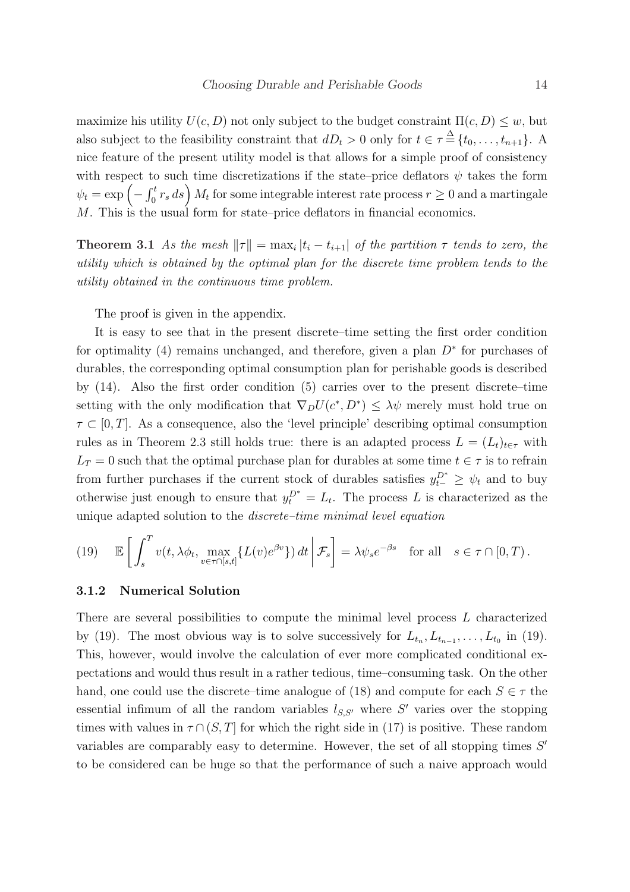maximize his utility $U(c, D)$ not only subject to the budget constraint $\Pi(c, D) \leq w$, but also subject to the feasibility constraint that $dD_t > 0$ only for $t \in \tau \stackrel{\Delta}{=} \{t_0, \ldots, t_{n+1}\}$. A nice feature of the present utility model is that allows for a simple proof of consistency with respect to such time discretizations if the state–price deflators $\psi$ takes the form $\psi_t = \exp\left(-\int_0^t r_s\, ds\right) M_t$ for some integrable interest rate process $r \geq 0$ and a martingale $M$. This is the usual form for state–price deflators in financial economics.

**Theorem 3.1** *As the mesh $\|\tau\| = \max_i |t_i - t_{i+1}|$ of the partition $\tau$ tends to zero, the utility which is obtained by the optimal plan for the discrete time problem tends to the utility obtained in the continuous time problem.*

The proof is given in the appendix.

It is easy to see that in the present discrete–time setting the first order condition for optimality (4) remains unchanged, and therefore, given a plan $D^*$ for purchases of durables, the corresponding optimal consumption plan for perishable goods is described by (14). Also the first order condition (5) carries over to the present discrete–time setting with the only modification that $\nabla_D U(c^*, D^*) \leq \lambda\psi$ merely must hold true on $\tau \subset [0, T]$. As a consequence, also the 'level principle' describing optimal consumption rules as in Theorem 2.3 still holds true: there is an adapted process $L = (L_t)_{t\in\tau}$ with $L_T = 0$ such that the optimal purchase plan for durables at some time $t \in \tau$ is to refrain from further purchases if the current stock of durables satisfies $y_{t-}^{D^*} \geq \psi_t$ and to buy otherwise just enough to ensure that $y_t^{D^*} = L_t$. The process $L$ is characterized as the unique adapted solution to the *discrete–time minimal level equation*

$$
(19) \qquad \mathbb{E}\left[\int_s^T v(t, \lambda\phi_t, \max_{v\in\tau\cap[s,t]}\{L(v)e^{\beta v}\})\, dt \,\middle|\, \mathcal{F}_s\right] = \lambda\psi_s e^{-\beta s} \quad \text{for all} \quad s \in \tau \cap [0, T)\,.
$$

### 3.1.2 Numerical Solution

There are several possibilities to compute the minimal level process $L$ characterized by (19). The most obvious way is to solve successively for $L_{t_n}, L_{t_{n-1}}, \ldots, L_{t_0}$ in (19). This, however, would involve the calculation of ever more complicated conditional expectations and would thus result in a rather tedious, time–consuming task. On the other hand, one could use the discrete–time analogue of (18) and compute for each $S \in \tau$ the essential infimum of all the random variables $l_{S,S'}$ where $S'$ varies over the stopping times with values in $\tau \cap (S, T]$ for which the right side in (17) is positive. These random variables are comparably easy to determine. However, the set of all stopping times $S'$ to be considered can be huge so that the performance of such a naive approach would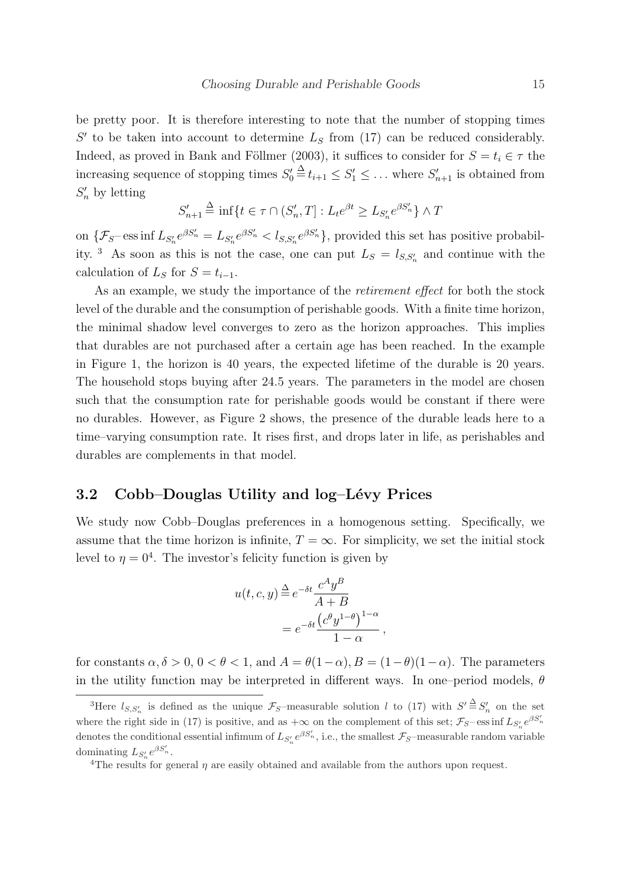be pretty poor. It is therefore interesting to note that the number of stopping times $S'$ to be taken into account to determine $L_S$ from (17) can be reduced considerably. Indeed, as proved in Bank and Föllmer (2003), it suffices to consider for $S = t_i \in \tau$ the increasing sequence of stopping times $S'_0 \stackrel{\Delta}{=} t_{i+1} \leq S'_1 \leq \ldots$ where $S'_{n+1}$ is obtained from $S'_n$ by letting

$$S'_{n+1} \stackrel{\Delta}{=} \inf\{t \in \tau \cap (S'_n, T] : L_t e^{\beta t} \geq L_{S'_n} e^{\beta S'_n}\} \wedge T$$

on $\{\mathcal{F}_S\text{–}\operatorname{ess\,inf} L_{S'_n} e^{\beta S'_n} = L_{S'_n} e^{\beta S'_n} < l_{S,S'_n} e^{\beta S'_n}\}$, provided this set has positive probability. [3] As soon as this is not the case, one can put $L_S = l_{S,S'_n}$ and continue with the calculation of $L_S$ for $S = t_{i-1}$.

As an example, we study the importance of the *retirement effect* for both the stock level of the durable and the consumption of perishable goods. With a finite time horizon, the minimal shadow level converges to zero as the horizon approaches. This implies that durables are not purchased after a certain age has been reached. In the example in Figure 1, the horizon is 40 years, the expected lifetime of the durable is 20 years. The household stops buying after 24.5 years. The parameters in the model are chosen such that the consumption rate for perishable goods would be constant if there were no durables. However, as Figure 2 shows, the presence of the durable leads here to a time–varying consumption rate. It rises first, and drops later in life, as perishables and durables are complements in that model.

## 3.2 Cobb–Douglas Utility and log–Lévy Prices

We study now Cobb–Douglas preferences in a homogenous setting. Specifically, we assume that the time horizon is infinite, $T = \infty$. For simplicity, we set the initial stock level to $\eta = 0$[4]. The investor's felicity function is given by

$$\begin{aligned} u(t, c, y) &\stackrel{\Delta}{=} e^{-\delta t} \frac{c^A y^B}{A + B} \\ &= e^{-\delta t} \frac{\left(c^\theta y^{1-\theta}\right)^{1-\alpha}}{1 - \alpha}, \end{aligned}$$

for constants $\alpha, \delta > 0$, $0 < \theta < 1$, and $A = \theta(1-\alpha), B = (1-\theta)(1-\alpha)$. The parameters in the utility function may be interpreted in different ways. In one–period models, $\theta$

---

[3] Here $l_{S,S'_n}$ is defined as the unique $\mathcal{F}_S$–measurable solution $l$ to (17) with $S' \stackrel{\Delta}{=} S'_n$ on the set where the right side in (17) is positive, and as $+\infty$ on the complement of this set; $\mathcal{F}_S\text{–}\operatorname{ess\,inf} L_{S'_n} e^{\beta S'_n}$ denotes the conditional essential infimum of $L_{S'_n} e^{\beta S'_n}$, i.e., the smallest $\mathcal{F}_S$–measurable random variable dominating $L_{S'_n} e^{\beta S'_n}$.

[4] The results for general $\eta$ are easily obtained and available from the authors upon request.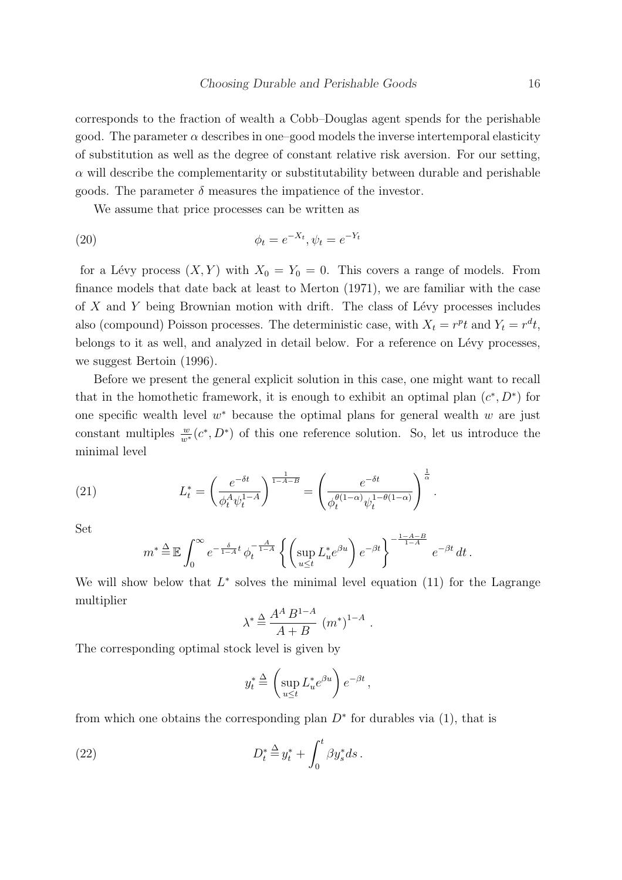corresponds to the fraction of wealth a Cobb–Douglas agent spends for the perishable good. The parameter $\alpha$ describes in one–good models the inverse intertemporal elasticity of substitution as well as the degree of constant relative risk aversion. For our setting, $\alpha$ will describe the complementarity or substitutability between durable and perishable goods. The parameter $\delta$ measures the impatience of the investor.

We assume that price processes can be written as

$$\phi_t = e^{-X_t}, \psi_t = e^{-Y_t} \tag{20}$$

for a Lévy process $(X, Y)$ with $X_0 = Y_0 = 0$. This covers a range of models. From finance models that date back at least to Merton (1971), we are familiar with the case of $X$ and $Y$ being Brownian motion with drift. The class of Lévy processes includes also (compound) Poisson processes. The deterministic case, with $X_t = r^p t$ and $Y_t = r^d t$, belongs to it as well, and analyzed in detail below. For a reference on Lévy processes, we suggest Bertoin (1996).

Before we present the general explicit solution in this case, one might want to recall that in the homothetic framework, it is enough to exhibit an optimal plan $(c^*, D^*)$ for one specific wealth level $w^*$ because the optimal plans for general wealth $w$ are just constant multiples $\frac{w}{w^*}(c^*, D^*)$ of this one reference solution. So, let us introduce the minimal level

$$L_t^* = \left( \frac{e^{-\delta t}}{\phi_t^A \psi_t^{1-A}} \right)^{\frac{1}{1-A-B}} = \left( \frac{e^{-\delta t}}{\phi_t^{\theta(1-\alpha)} \psi_t^{1-\theta(1-\alpha)}} \right)^{\frac{1}{\alpha}} . \tag{21}$$

Set

$$m^* \triangleq \mathbb{E} \int_0^\infty e^{-\frac{\delta}{1-A}t} \, \phi_t^{-\frac{A}{1-A}} \left\{ \left( \sup_{u \le t} L_u^* e^{\beta u} \right) e^{-\beta t} \right\}^{-\frac{1-A-B}{1-A}} e^{-\beta t} \, dt \, .$$

We will show below that $L^*$ solves the minimal level equation (11) for the Lagrange multiplier

$$\lambda^* \triangleq \frac{A^A \, B^{1-A}}{A+B} \, (m^*)^{1-A} \, .$$

The corresponding optimal stock level is given by

$$y_t^* \triangleq \left( \sup_{u \le t} L_u^* e^{\beta u} \right) e^{-\beta t} \, ,$$

from which one obtains the corresponding plan $D^*$ for durables via (1), that is

$$D_t^* \triangleq y_t^* + \int_0^t \beta y_s^* ds \, . \tag{22}$$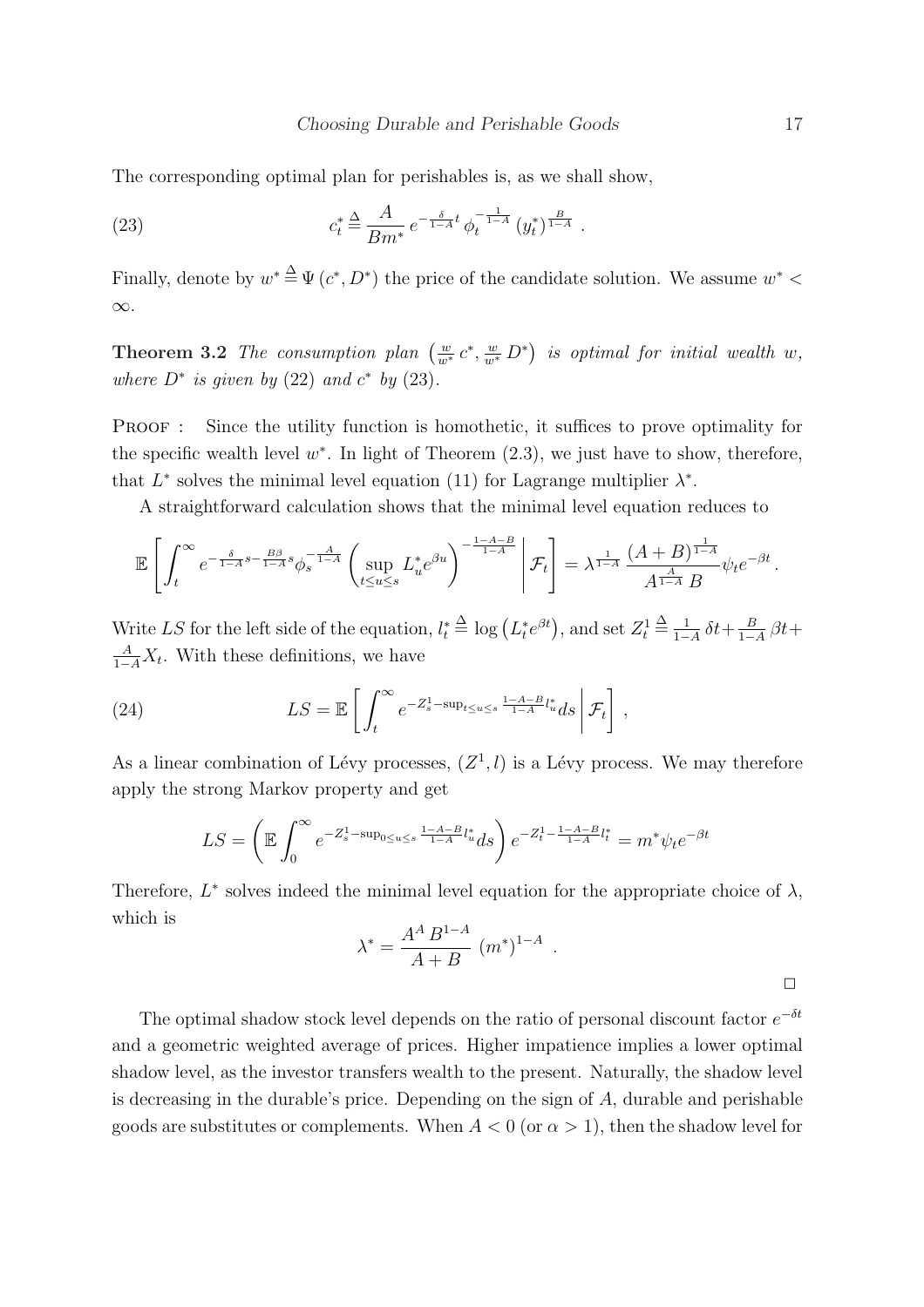The corresponding optimal plan for perishables is, as we shall show,

$$c_t^* \triangleq \frac{A}{Bm^*} \, e^{-\frac{\delta}{1-A} t} \, \phi_t^{-\frac{1}{1-A}} \, (y_t^*)^{\frac{B}{1-A}} \ . \tag{23}$$

Finally, denote by $w^* \triangleq \Psi(c^*, D^*)$ the price of the candidate solution. We assume $w^* < \infty$.

**Theorem 3.2** *The consumption plan* $\left(\frac{w}{w^*} \, c^*, \frac{w}{w^*} \, D^*\right)$ *is optimal for initial wealth* $w$*, where* $D^*$ *is given by* (22) *and* $c^*$ *by* (23)*.*

Proof : Since the utility function is homothetic, it suffices to prove optimality for the specific wealth level $w^*$. In light of Theorem (2.3), we just have to show, therefore, that $L^*$ solves the minimal level equation (11) for Lagrange multiplier $\lambda^*$.

A straightforward calculation shows that the minimal level equation reduces to

$$\mathbb{E}\left[ \int_t^\infty e^{-\frac{\delta}{1-A}s - \frac{B\beta}{1-A}s} \phi_s^{-\frac{A}{1-A}} \left( \sup_{t \le u \le s} L_u^* e^{\beta u} \right)^{-\frac{1-A-B}{1-A}} \, \middle| \, \mathcal{F}_t \right] = \lambda^{\frac{1}{1-A}} \, \frac{(A+B)^{\frac{1}{1-A}}}{A^{\frac{A}{1-A}} \, B} \psi_t e^{-\beta t} .$$

Write $LS$ for the left side of the equation, $l_t^* \triangleq \log\left(L_t^* e^{\beta t}\right)$, and set $Z_t^1 \triangleq \frac{1}{1-A} \, \delta t + \frac{B}{1-A} \, \beta t + \frac{A}{1-A} X_t$. With these definitions, we have

$$LS = \mathbb{E}\left[ \int_t^\infty e^{-Z_s^1 - \sup_{t \le u \le s} \frac{1-A-B}{1-A} l_u^*} ds \, \middle| \, \mathcal{F}_t \right] , \tag{24}$$

As a linear combination of Lévy processes, $(Z^1, l)$ is a Lévy process. We may therefore apply the strong Markov property and get

$$LS = \left( \mathbb{E} \int_0^\infty e^{-Z_s^1 - \sup_{0 \le u \le s} \frac{1-A-B}{1-A} l_u^*} ds \right) e^{-Z_t^1 - \frac{1-A-B}{1-A} l_t^*} = m^* \psi_t e^{-\beta t}$$

Therefore, $L^*$ solves indeed the minimal level equation for the appropriate choice of $\lambda$, which is

$$\lambda^* = \frac{A^A \, B^{1-A}}{A+B} \, (m^*)^{1-A} \ .$$

□

The optimal shadow stock level depends on the ratio of personal discount factor $e^{-\delta t}$ and a geometric weighted average of prices. Higher impatience implies a lower optimal shadow level, as the investor transfers wealth to the present. Naturally, the shadow level is decreasing in the durable's price. Depending on the sign of $A$, durable and perishable goods are substitutes or complements. When $A < 0$ (or $\alpha > 1$), then the shadow level for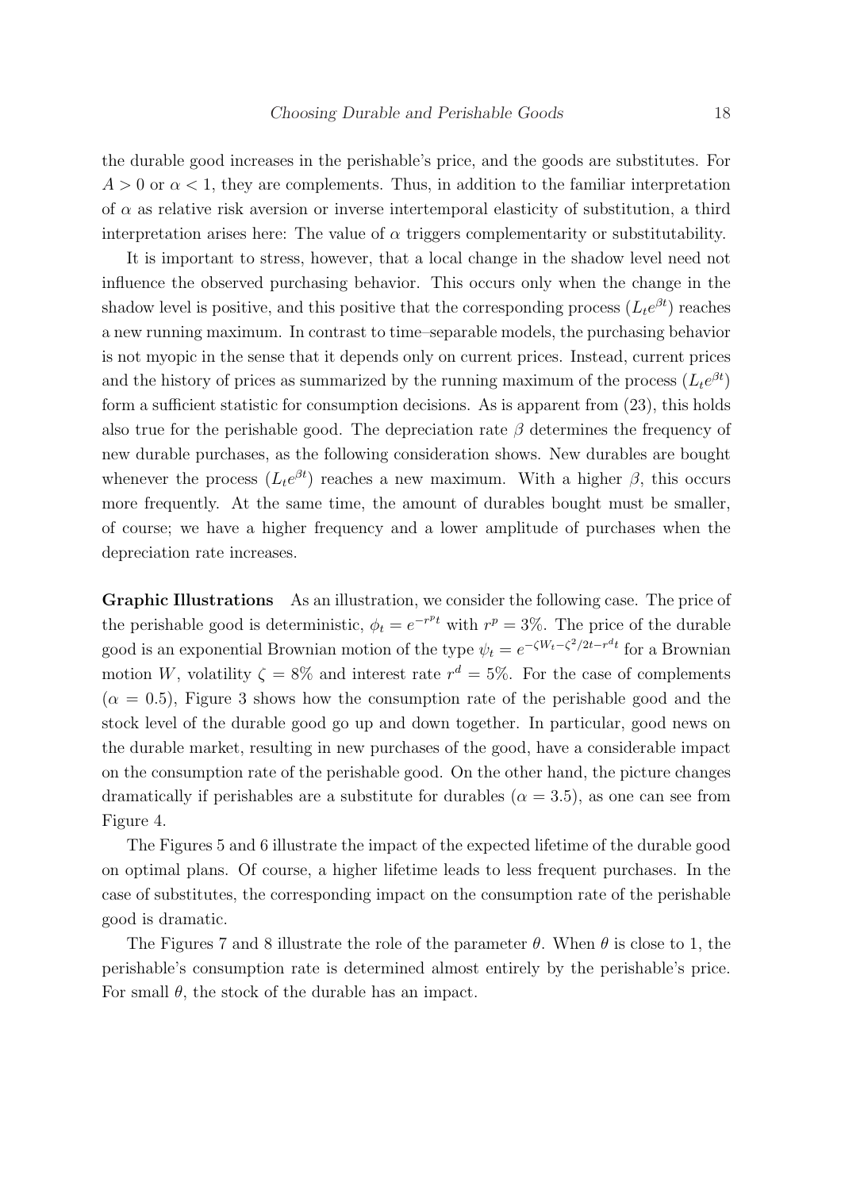the durable good increases in the perishable's price, and the goods are substitutes. For $A > 0$ or $\alpha < 1$, they are complements. Thus, in addition to the familiar interpretation of $\alpha$ as relative risk aversion or inverse intertemporal elasticity of substitution, a third interpretation arises here: The value of $\alpha$ triggers complementarity or substitutability.

It is important to stress, however, that a local change in the shadow level need not influence the observed purchasing behavior. This occurs only when the change in the shadow level is positive, and this positive that the corresponding process $(L_t e^{\beta t})$ reaches a new running maximum. In contrast to time–separable models, the purchasing behavior is not myopic in the sense that it depends only on current prices. Instead, current prices and the history of prices as summarized by the running maximum of the process $(L_t e^{\beta t})$ form a sufficient statistic for consumption decisions. As is apparent from (23), this holds also true for the perishable good. The depreciation rate $\beta$ determines the frequency of new durable purchases, as the following consideration shows. New durables are bought whenever the process $(L_t e^{\beta t})$ reaches a new maximum. With a higher $\beta$, this occurs more frequently. At the same time, the amount of durables bought must be smaller, of course; we have a higher frequency and a lower amplitude of purchases when the depreciation rate increases.

**Graphic Illustrations** As an illustration, we consider the following case. The price of the perishable good is deterministic, $\phi_t = e^{-r^p t}$ with $r^p = 3\%$. The price of the durable good is an exponential Brownian motion of the type $\psi_t = e^{-\zeta W_t - \zeta^2/2t - r^d t}$ for a Brownian motion $W$, volatility $\zeta = 8\%$ and interest rate $r^d = 5\%$. For the case of complements ($\alpha = 0.5$), Figure 3 shows how the consumption rate of the perishable good and the stock level of the durable good go up and down together. In particular, good news on the durable market, resulting in new purchases of the good, have a considerable impact on the consumption rate of the perishable good. On the other hand, the picture changes dramatically if perishables are a substitute for durables ($\alpha = 3.5$), as one can see from Figure 4.

The Figures 5 and 6 illustrate the impact of the expected lifetime of the durable good on optimal plans. Of course, a higher lifetime leads to less frequent purchases. In the case of substitutes, the corresponding impact on the consumption rate of the perishable good is dramatic.

The Figures 7 and 8 illustrate the role of the parameter $\theta$. When $\theta$ is close to 1, the perishable's consumption rate is determined almost entirely by the perishable's price. For small $\theta$, the stock of the durable has an impact.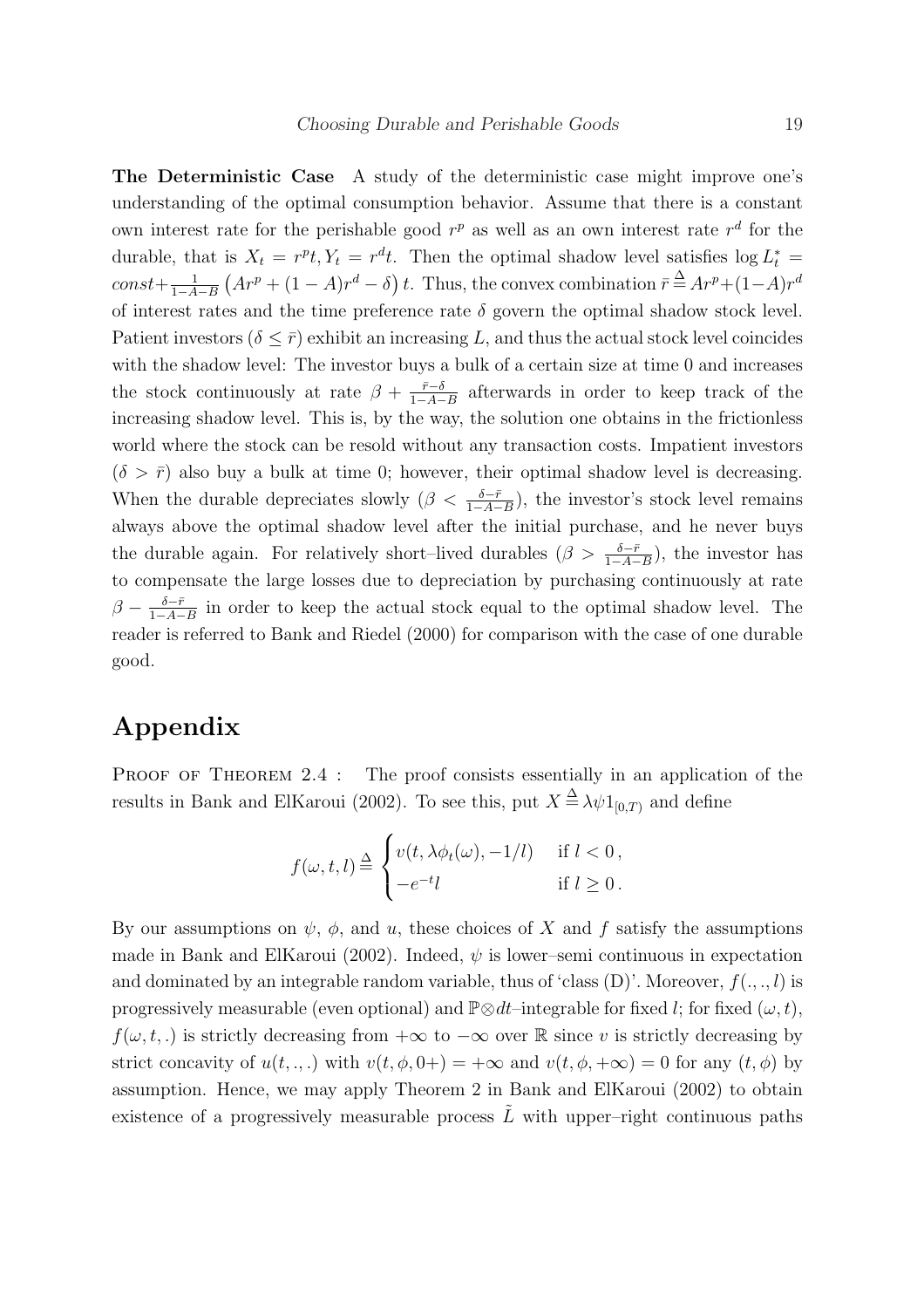**The Deterministic Case** A study of the deterministic case might improve one's understanding of the optimal consumption behavior. Assume that there is a constant own interest rate for the perishable good $r^p$ as well as an own interest rate $r^d$ for the durable, that is $X_t = r^p t, Y_t = r^d t$. Then the optimal shadow level satisfies $\log L^*_t = const + \frac{1}{1-A-B}\left(Ar^p + (1-A)r^d - \delta\right)t$. Thus, the convex combination $\bar{r} \triangleq Ar^p + (1-A)r^d$ of interest rates and the time preference rate $\delta$ govern the optimal shadow stock level. Patient investors ($\delta \leq \bar{r}$) exhibit an increasing $L$, and thus the actual stock level coincides with the shadow level: The investor buys a bulk of a certain size at time 0 and increases the stock continuously at rate $\beta + \frac{\bar{r}-\delta}{1-A-B}$ afterwards in order to keep track of the increasing shadow level. This is, by the way, the solution one obtains in the frictionless world where the stock can be resold without any transaction costs. Impatient investors ($\delta > \bar{r}$) also buy a bulk at time 0; however, their optimal shadow level is decreasing. When the durable depreciates slowly ($\beta < \frac{\delta-\bar{r}}{1-A-B}$), the investor's stock level remains always above the optimal shadow level after the initial purchase, and he never buys the durable again. For relatively short–lived durables ($\beta > \frac{\delta-\bar{r}}{1-A-B}$), the investor has to compensate the large losses due to depreciation by purchasing continuously at rate $\beta - \frac{\delta-\bar{r}}{1-A-B}$ in order to keep the actual stock equal to the optimal shadow level. The reader is referred to Bank and Riedel (2000) for comparison with the case of one durable good.

# Appendix

Proof of Theorem 2.4 : The proof consists essentially in an application of the results in Bank and ElKaroui (2002). To see this, put $X \triangleq \lambda\psi 1_{[0,T)}$ and define

$$f(\omega, t, l) \triangleq \begin{cases} v(t, \lambda\phi_t(\omega), -1/l) & \text{if } l < 0\,, \\ -e^{-t}l & \text{if } l \geq 0\,. \end{cases}$$

By our assumptions on $\psi$, $\phi$, and $u$, these choices of $X$ and $f$ satisfy the assumptions made in Bank and ElKaroui (2002). Indeed, $\psi$ is lower–semi continuous in expectation and dominated by an integrable random variable, thus of 'class (D)'. Moreover, $f(.,.,l)$ is progressively measurable (even optional) and $\mathbb{P}\otimes dt$–integrable for fixed $l$; for fixed $(\omega, t)$, $f(\omega, t, .)$ is strictly decreasing from $+\infty$ to $-\infty$ over $\mathbb{R}$ since $v$ is strictly decreasing by strict concavity of $u(t,.,.)$ with $v(t, \phi, 0+) = +\infty$ and $v(t, \phi, +\infty) = 0$ for any $(t, \phi)$ by assumption. Hence, we may apply Theorem 2 in Bank and ElKaroui (2002) to obtain existence of a progressively measurable process $\tilde{L}$ with upper–right continuous paths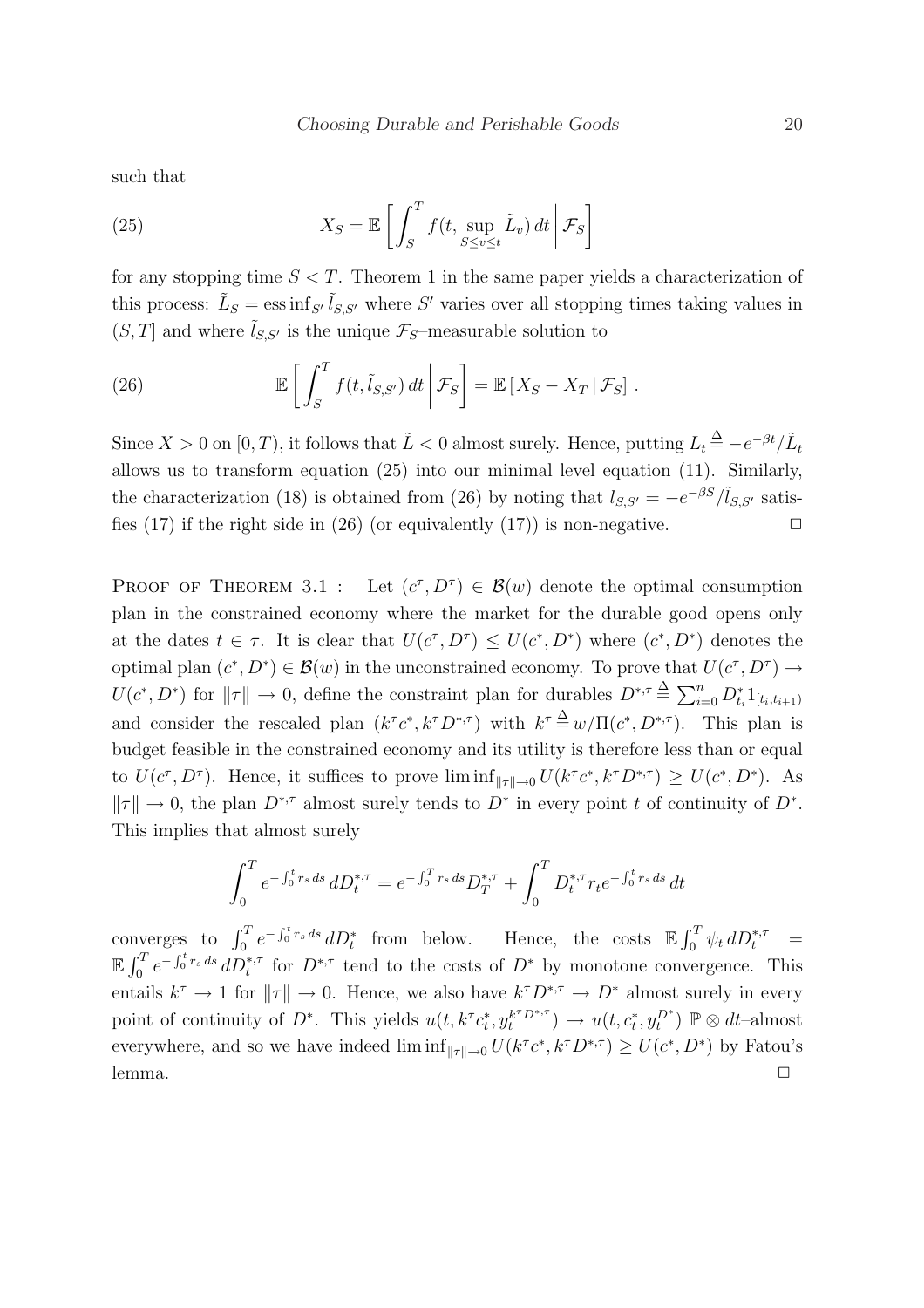such that

$$X_S = \mathbb{E}\left[\int_S^T f(t, \sup_{S \le v \le t} \tilde{L}_v)\, dt \,\middle|\, \mathcal{F}_S\right] \tag{25}$$

for any stopping time $S < T$. Theorem 1 in the same paper yields a characterization of this process: $\tilde{L}_S = \operatorname{ess\,inf}_{S'} \tilde{l}_{S,S'}$ where $S'$ varies over all stopping times taking values in $(S,T]$ and where $\tilde{l}_{S,S'}$ is the unique $\mathcal{F}_S$–measurable solution to

$$\mathbb{E}\left[\int_S^T f(t, \tilde{l}_{S,S'})\, dt \,\middle|\, \mathcal{F}_S\right] = \mathbb{E}\left[X_S - X_T \,|\, \mathcal{F}_S\right]. \tag{26}$$

Since $X > 0$ on $[0,T)$, it follows that $\tilde{L} < 0$ almost surely. Hence, putting $L_t \overset{\Delta}{=} -e^{-\beta t}/\tilde{L}_t$ allows us to transform equation (25) into our minimal level equation (11). Similarly, the characterization (18) is obtained from (26) by noting that $l_{S,S'} = -e^{-\beta S}/\tilde{l}_{S,S'}$ satisfies (17) if the right side in (26) (or equivalently (17)) is non-negative. □

Proof of Theorem 3.1 : Let $(c^\tau, D^\tau) \in \mathcal{B}(w)$ denote the optimal consumption plan in the constrained economy where the market for the durable good opens only at the dates $t \in \tau$. It is clear that $U(c^\tau, D^\tau) \le U(c^*, D^*)$ where $(c^*, D^*)$ denotes the optimal plan $(c^*, D^*) \in \mathcal{B}(w)$ in the unconstrained economy. To prove that $U(c^\tau, D^\tau) \to U(c^*, D^*)$ for $\|\tau\| \to 0$, define the constraint plan for durables $D^{*,\tau} \overset{\Delta}{=} \sum_{i=0}^n D^*_{t_i} 1_{[t_i, t_{i+1})}$ and consider the rescaled plan $(k^\tau c^*, k^\tau D^{*,\tau})$ with $k^\tau \overset{\Delta}{=} w/\Pi(c^*, D^{*,\tau})$. This plan is budget feasible in the constrained economy and its utility is therefore less than or equal to $U(c^\tau, D^\tau)$. Hence, it suffices to prove $\liminf_{\|\tau\| \to 0} U(k^\tau c^*, k^\tau D^{*,\tau}) \ge U(c^*, D^*)$. As $\|\tau\| \to 0$, the plan $D^{*,\tau}$ almost surely tends to $D^*$ in every point $t$ of continuity of $D^*$. This implies that almost surely

$$\int_0^T e^{-\int_0^t r_s\, ds}\, dD^{*,\tau}_t = e^{-\int_0^T r_s\, ds} D^{*,\tau}_T + \int_0^T D^{*,\tau}_t r_t e^{-\int_0^t r_s\, ds}\, dt$$

converges to $\int_0^T e^{-\int_0^t r_s\, ds}\, dD^*_t$ from below. Hence, the costs $\mathbb{E}\int_0^T \psi_t\, dD^{*,\tau}_t = \mathbb{E}\int_0^T e^{-\int_0^t r_s\, ds}\, dD^{*,\tau}_t$ for $D^{*,\tau}$ tend to the costs of $D^*$ by monotone convergence. This entails $k^\tau \to 1$ for $\|\tau\| \to 0$. Hence, we also have $k^\tau D^{*,\tau} \to D^*$ almost surely in every point of continuity of $D^*$. This yields $u(t, k^\tau c^*_t, y^{k^\tau D^{*,\tau}}_t) \to u(t, c^*_t, y^{D^*}_t)$ $\mathbb{P} \otimes dt$–almost everywhere, and so we have indeed $\liminf_{\|\tau\| \to 0} U(k^\tau c^*, k^\tau D^{*,\tau}) \ge U(c^*, D^*)$ by Fatou's lemma. □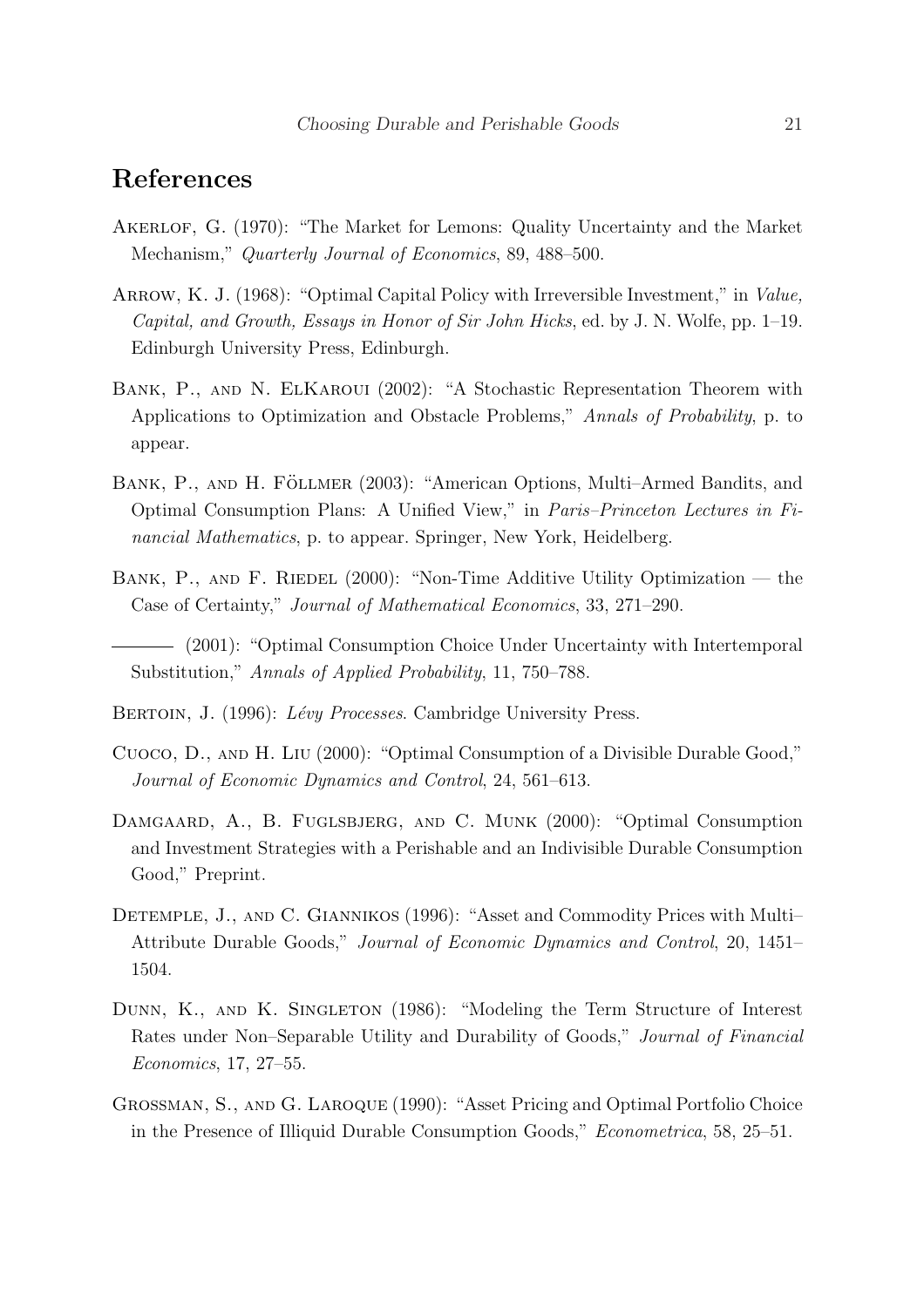## References

Akerlof, G. (1970): "The Market for Lemons: Quality Uncertainty and the Market Mechanism," *Quarterly Journal of Economics*, 89, 488–500.

Arrow, K. J. (1968): "Optimal Capital Policy with Irreversible Investment," in *Value, Capital, and Growth, Essays in Honor of Sir John Hicks*, ed. by J. N. Wolfe, pp. 1–19. Edinburgh University Press, Edinburgh.

Bank, P., and N. ElKaroui (2002): "A Stochastic Representation Theorem with Applications to Optimization and Obstacle Problems," *Annals of Probability*, p. to appear.

Bank, P., and H. Föllmer (2003): "American Options, Multi–Armed Bandits, and Optimal Consumption Plans: A Unified View," in *Paris–Princeton Lectures in Financial Mathematics*, p. to appear. Springer, New York, Heidelberg.

Bank, P., and F. Riedel (2000): "Non-Time Additive Utility Optimization — the Case of Certainty," *Journal of Mathematical Economics*, 33, 271–290.

——— (2001): "Optimal Consumption Choice Under Uncertainty with Intertemporal Substitution," *Annals of Applied Probability*, 11, 750–788.

Bertoin, J. (1996): *Lévy Processes*. Cambridge University Press.

Cuoco, D., and H. Liu (2000): "Optimal Consumption of a Divisible Durable Good," *Journal of Economic Dynamics and Control*, 24, 561–613.

Damgaard, A., B. Fuglsbjerg, and C. Munk (2000): "Optimal Consumption and Investment Strategies with a Perishable and an Indivisible Durable Consumption Good," Preprint.

Detemple, J., and C. Giannikos (1996): "Asset and Commodity Prices with Multi–Attribute Durable Goods," *Journal of Economic Dynamics and Control*, 20, 1451–1504.

Dunn, K., and K. Singleton (1986): "Modeling the Term Structure of Interest Rates under Non–Separable Utility and Durability of Goods," *Journal of Financial Economics*, 17, 27–55.

Grossman, S., and G. Laroque (1990): "Asset Pricing and Optimal Portfolio Choice in the Presence of Illiquid Durable Consumption Goods," *Econometrica*, 58, 25–51.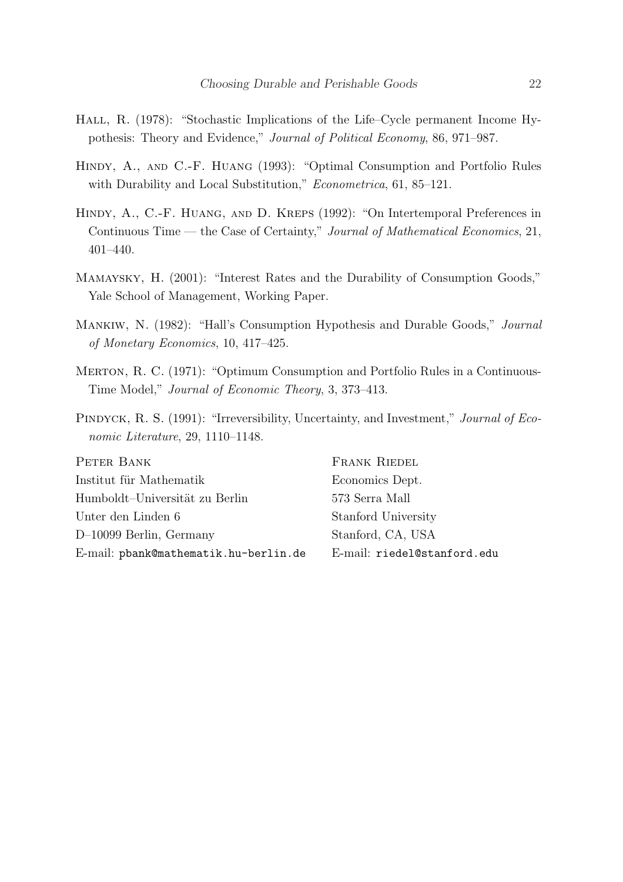Hall, R. (1978): "Stochastic Implications of the Life–Cycle permanent Income Hypothesis: Theory and Evidence," *Journal of Political Economy*, 86, 971–987.

Hindy, A., and C.-F. Huang (1993): "Optimal Consumption and Portfolio Rules with Durability and Local Substitution," *Econometrica*, 61, 85–121.

Hindy, A., C.-F. Huang, and D. Kreps (1992): "On Intertemporal Preferences in Continuous Time — the Case of Certainty," *Journal of Mathematical Economics*, 21, 401–440.

Mamaysky, H. (2001): "Interest Rates and the Durability of Consumption Goods," Yale School of Management, Working Paper.

Mankiw, N. (1982): "Hall's Consumption Hypothesis and Durable Goods," *Journal of Monetary Economics*, 10, 417–425.

Merton, R. C. (1971): "Optimum Consumption and Portfolio Rules in a Continuous-Time Model," *Journal of Economic Theory*, 3, 373–413.

Pindyck, R. S. (1991): "Irreversibility, Uncertainty, and Investment," *Journal of Economic Literature*, 29, 1110–1148.

Peter Bank
Institut für Mathematik
Humboldt–Universität zu Berlin
Unter den Linden 6
D–10099 Berlin, Germany
E-mail: `pbank@mathematik.hu-berlin.de`

Frank Riedel
Economics Dept.
573 Serra Mall
Stanford University
Stanford, CA, USA
E-mail: `riedel@stanford.edu`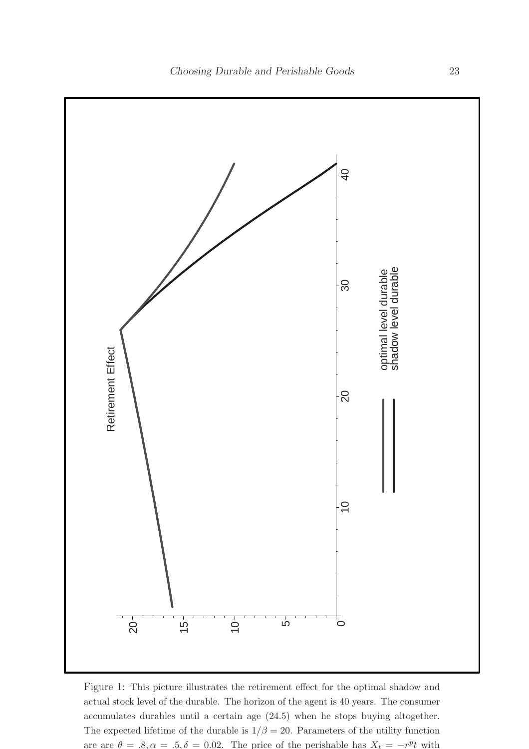Figure 1: This picture illustrates the retirement effect for the optimal shadow and actual stock level of the durable. The horizon of the agent is 40 years. The consumer accumulates durables until a certain age (24.5) when he stops buying altogether. The expected lifetime of the durable is $1/\beta = 20$. Parameters of the utility function are are $\theta = .8, \alpha = .5, \delta = 0.02$. The price of the perishable has $X_t = -r^p t$ with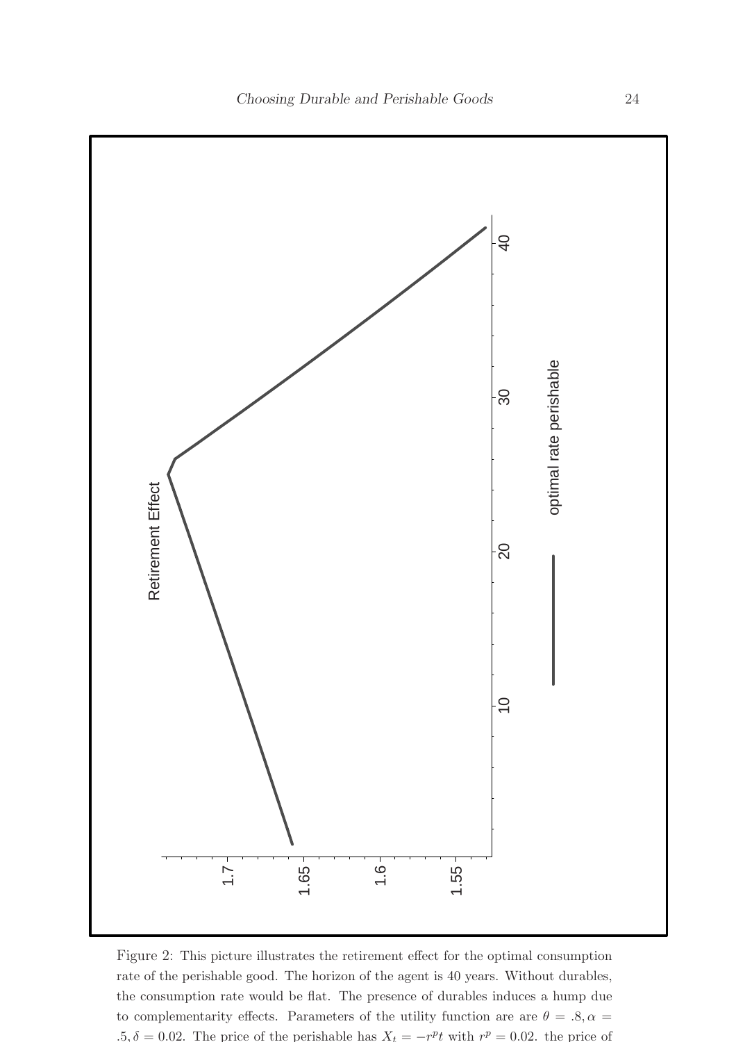Figure 2: This picture illustrates the retirement effect for the optimal consumption rate of the perishable good. The horizon of the agent is 40 years. Without durables, the consumption rate would be flat. The presence of durables induces a hump due to complementarity effects. Parameters of the utility function are are $\theta = .8, \alpha = .5, \delta = 0.02$. The price of the perishable has $X_t = -r^p t$ with $r^p = 0.02$. the price of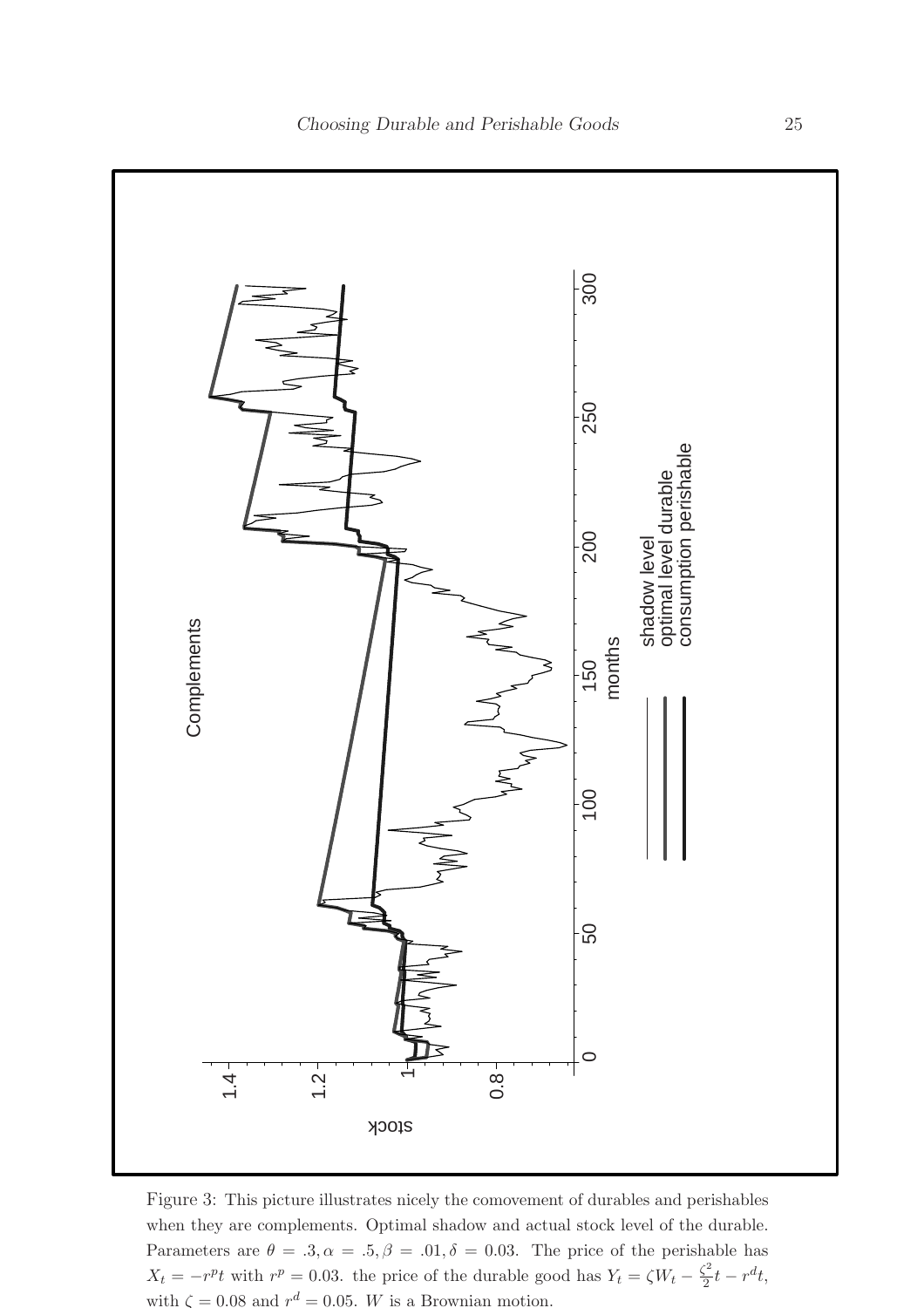Figure 3: This picture illustrates nicely the comovement of durables and perishables when they are complements. Optimal shadow and actual stock level of the durable. Parameters are $\theta = .3, \alpha = .5, \beta = .01, \delta = 0.03$. The price of the perishable has $X_t = -r^p t$ with $r^p = 0.03$. the price of the durable good has $Y_t = \zeta W_t - \frac{\zeta^2}{2}t - r^d t$, with $\zeta = 0.08$ and $r^d = 0.05$. $W$ is a Brownian motion.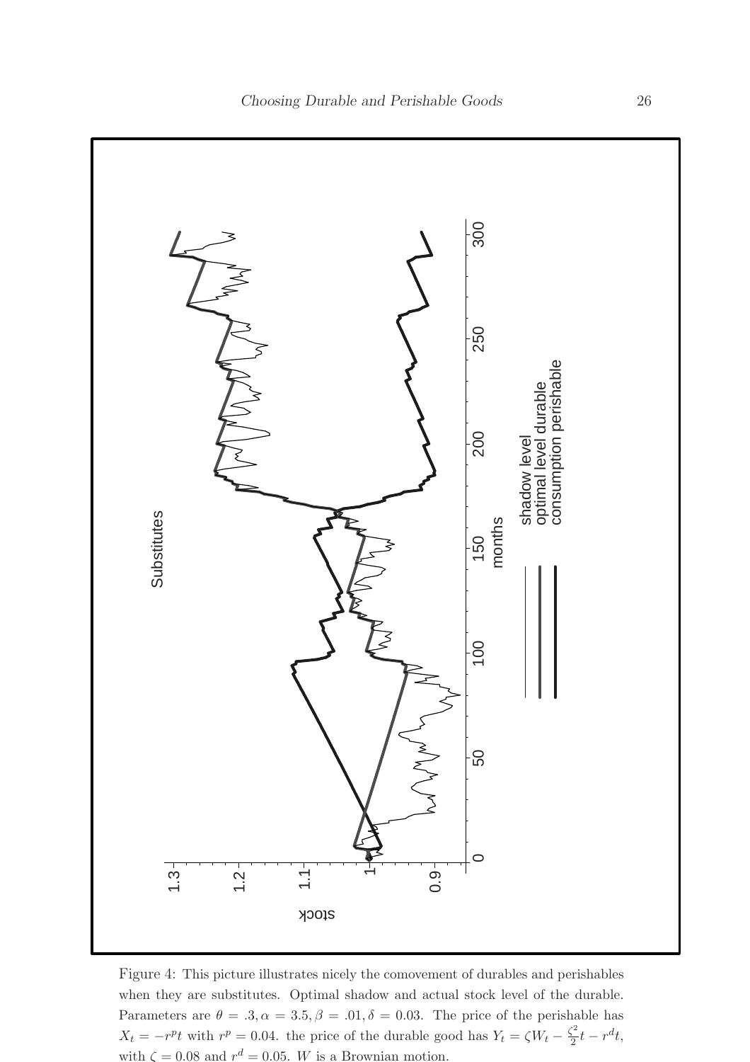Figure 4: This picture illustrates nicely the comovement of durables and perishables when they are substitutes. Optimal shadow and actual stock level of the durable. Parameters are $\theta = .3, \alpha = 3.5, \beta = .01, \delta = 0.03$. The price of the perishable has $X_t = -r^p t$ with $r^p = 0.04$. the price of the durable good has $Y_t = \zeta W_t - \frac{\zeta^2}{2} t - r^d t$, with $\zeta = 0.08$ and $r^d = 0.05$. $W$ is a Brownian motion.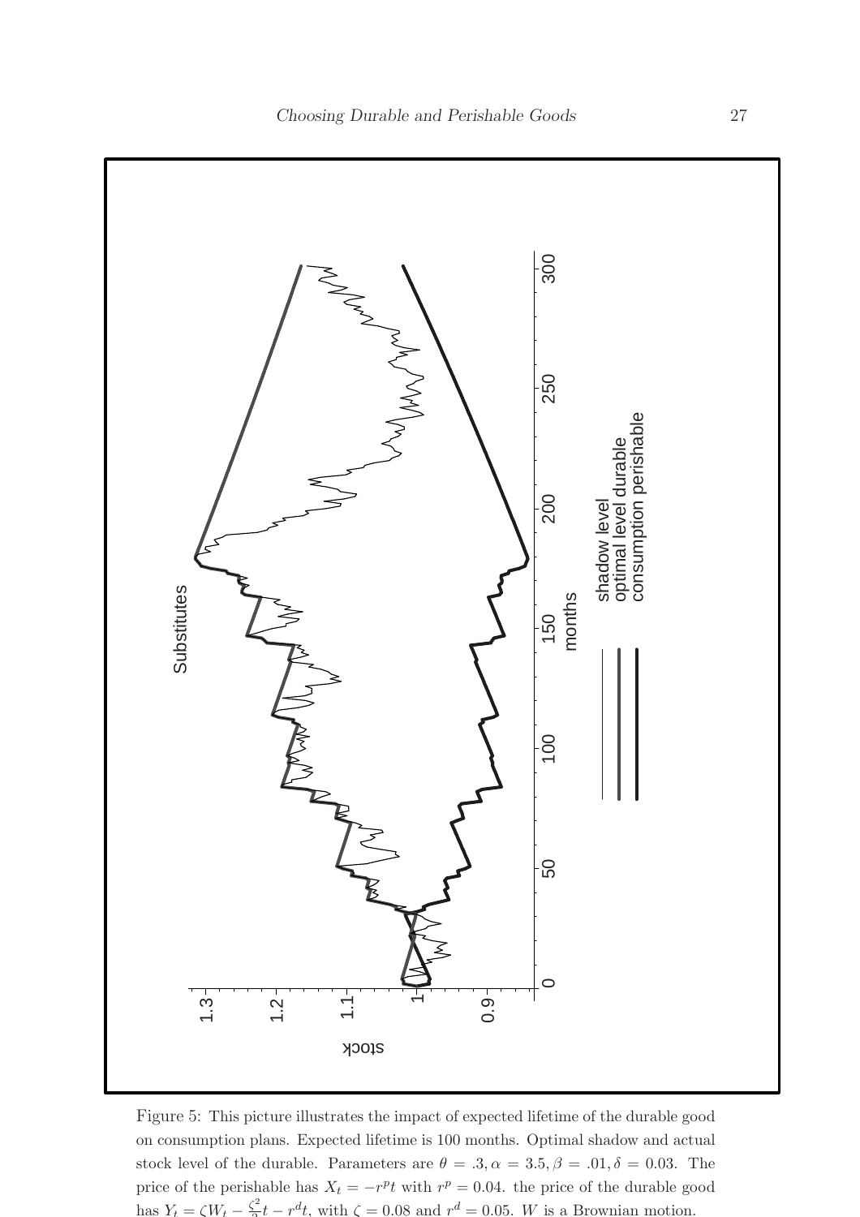Figure 5: This picture illustrates the impact of expected lifetime of the durable good on consumption plans. Expected lifetime is 100 months. Optimal shadow and actual stock level of the durable. Parameters are $\theta = .3, \alpha = 3.5, \beta = .01, \delta = 0.03$. The price of the perishable has $X_t = -r^p t$ with $r^p = 0.04$. the price of the durable good has $Y_t = \zeta W_t - \frac{\zeta^2}{2}t - r^d t$, with $\zeta = 0.08$ and $r^d = 0.05$. $W$ is a Brownian motion.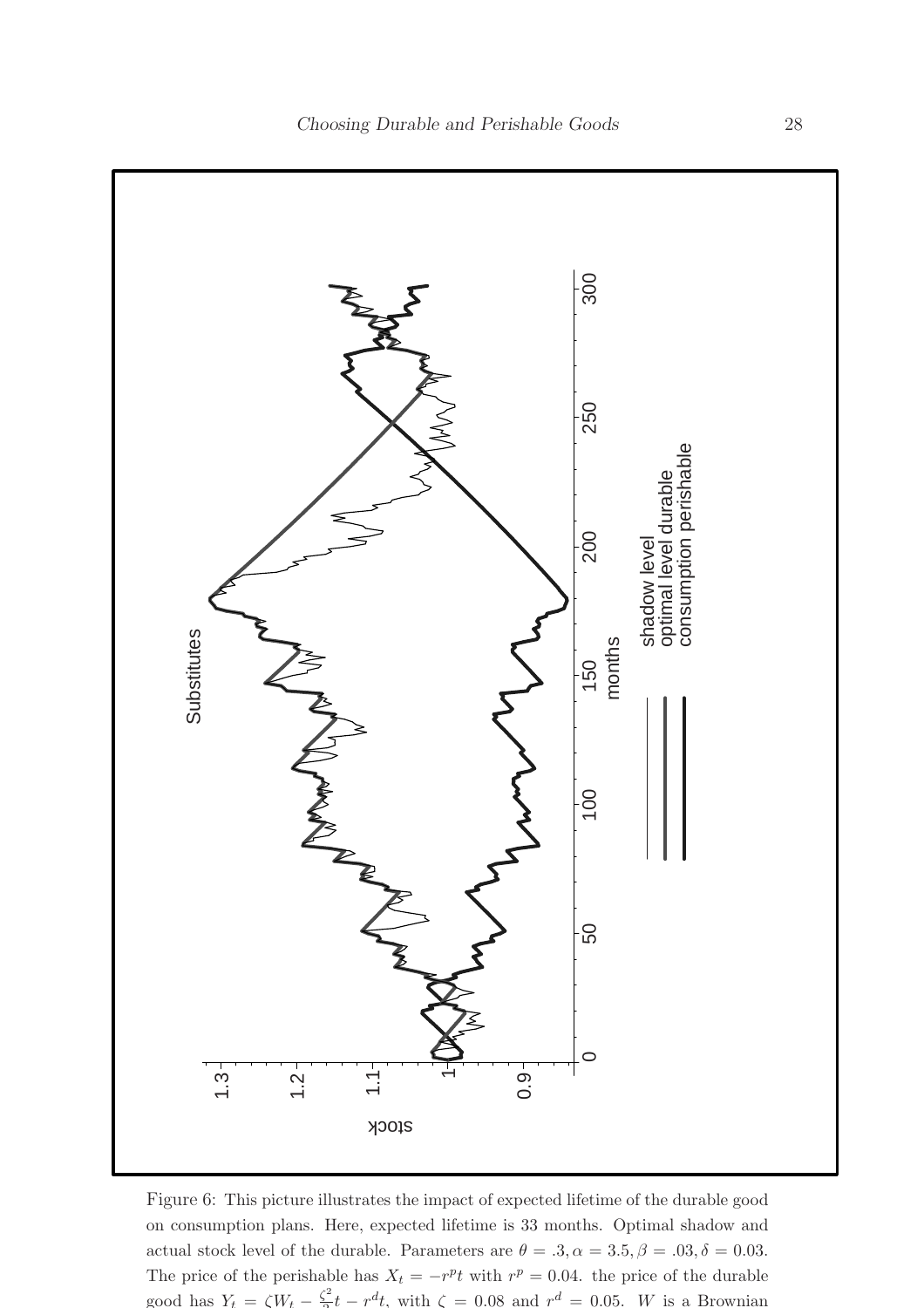Figure 6: This picture illustrates the impact of expected lifetime of the durable good on consumption plans. Here, expected lifetime is 33 months. Optimal shadow and actual stock level of the durable. Parameters are $\theta = .3, \alpha = 3.5, \beta = .03, \delta = 0.03$. The price of the perishable has $X_t = -r^p t$ with $r^p = 0.04$. the price of the durable good has $Y_t = \zeta W_t - \frac{\zeta^2}{2} t - r^d t$, with $\zeta = 0.08$ and $r^d = 0.05$. $W$ is a Brownian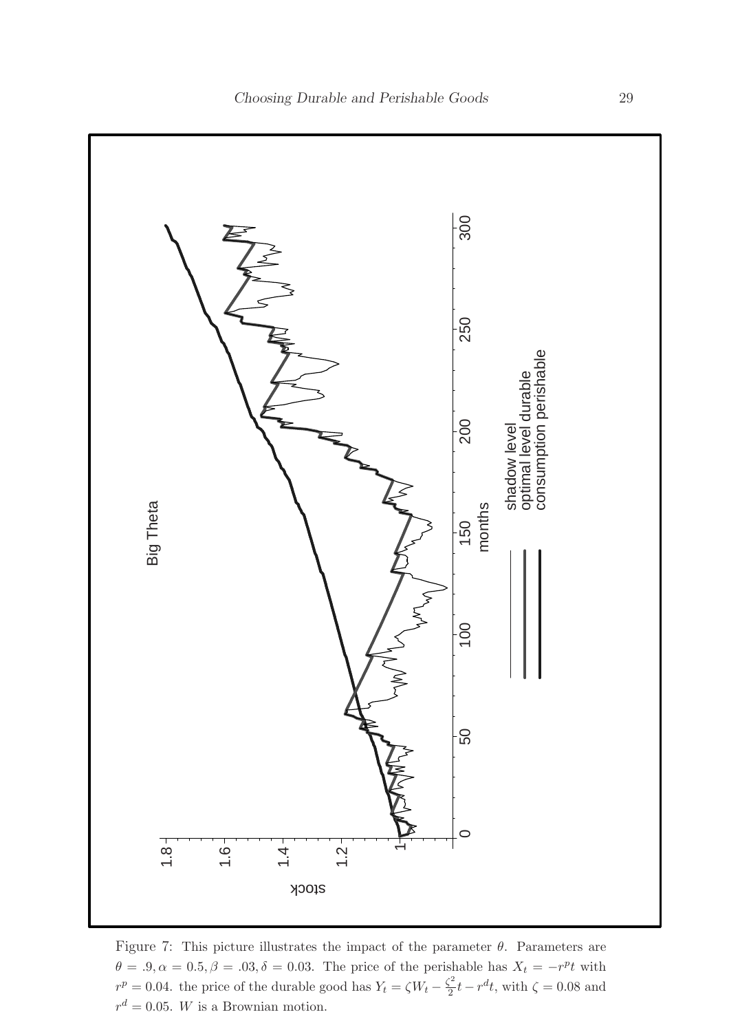Figure 7: This picture illustrates the impact of the parameter $\theta$. Parameters are $\theta = .9, \alpha = 0.5, \beta = .03, \delta = 0.03$. The price of the perishable has $X_t = -r^p t$ with $r^p = 0.04$. the price of the durable good has $Y_t = \zeta W_t - \frac{\zeta^2}{2} t - r^d t$, with $\zeta = 0.08$ and $r^d = 0.05$. $W$ is a Brownian motion.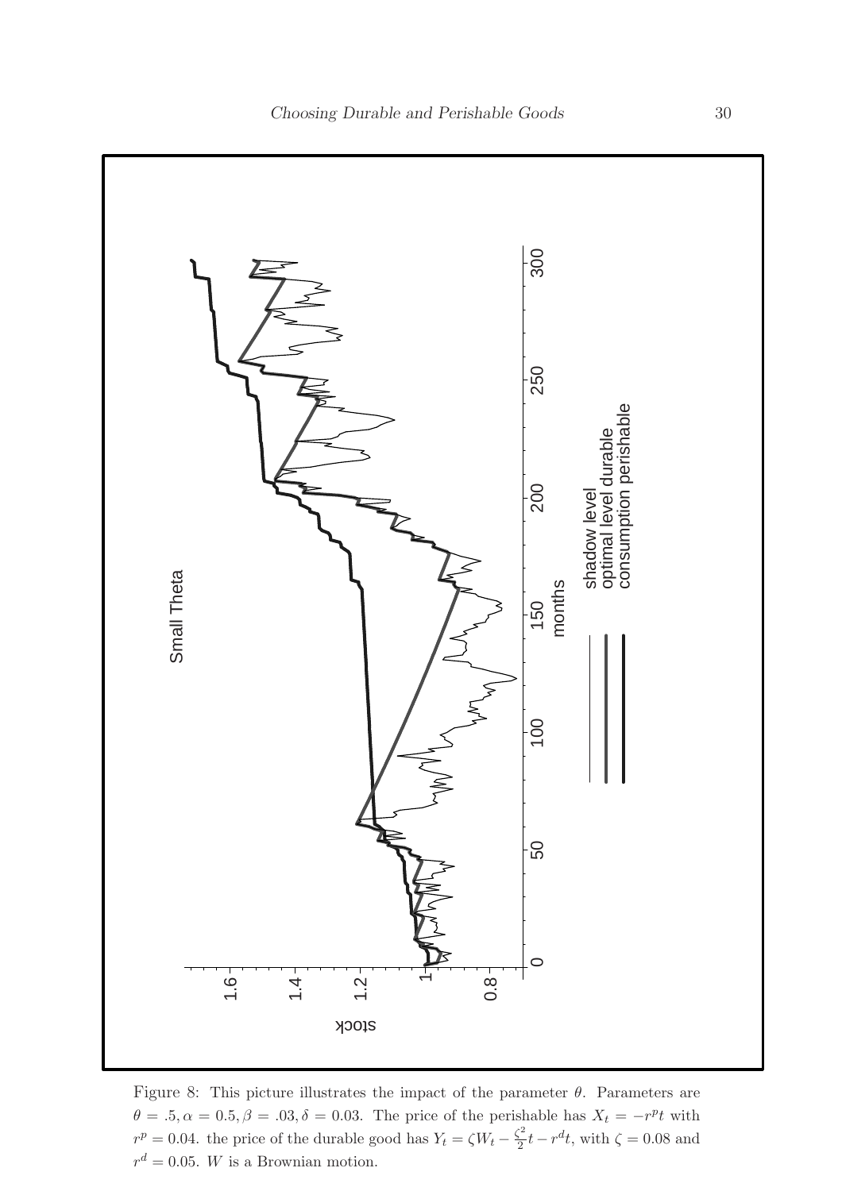Small Theta

stock

1.6

1.4

1.2

1

0.8

0

50

100

150

200

250

300

months

shadow level

optimal level durable

consumption perishable

Figure 8: This picture illustrates the impact of the parameter $\theta$. Parameters are $\theta = .5, \alpha = 0.5, \beta = .03, \delta = 0.03$. The price of the perishable has $X_t = -r^p t$ with $r^p = 0.04$. the price of the durable good has $Y_t = \zeta W_t - \frac{\zeta^2}{2}t - r^d t$, with $\zeta = 0.08$ and $r^d = 0.05$. $W$ is a Brownian motion.